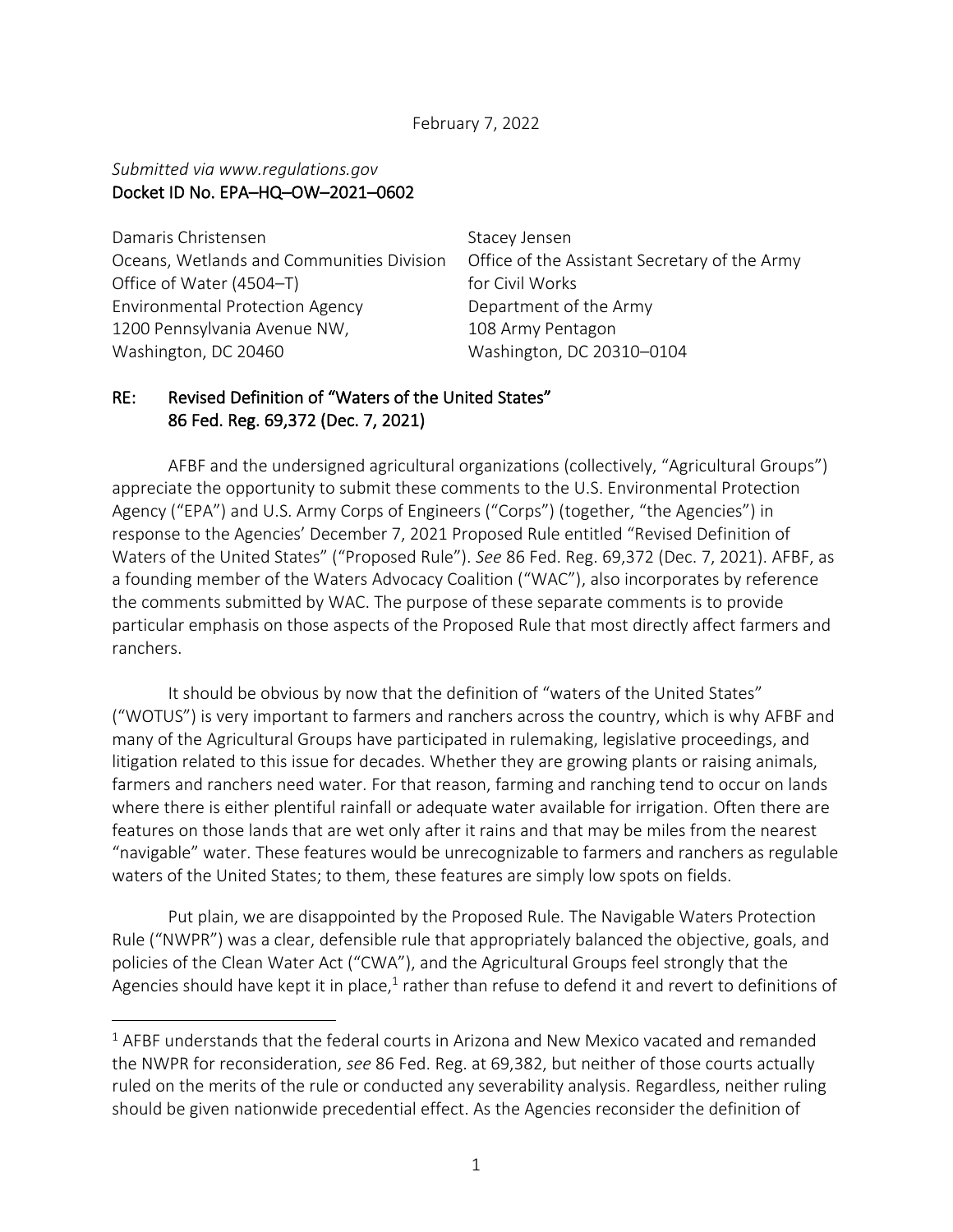February 7, 2022

*Submitted via www.regulations.gov*
Docket ID No. EPA–HQ–OW–2021–0602

Damaris Christensen
Oceans, Wetlands and Communities Division
Office of Water (4504–T)
Environmental Protection Agency
1200 Pennsylvania Avenue NW,
Washington, DC 20460

Stacey Jensen
Office of the Assistant Secretary of the Army
for Civil Works
Department of the Army
108 Army Pentagon
Washington, DC 20310–0104

RE: Revised Definition of "Waters of the United States"
86 Fed. Reg. 69,372 (Dec. 7, 2021)

AFBF and the undersigned agricultural organizations (collectively, "Agricultural Groups") appreciate the opportunity to submit these comments to the U.S. Environmental Protection Agency ("EPA") and U.S. Army Corps of Engineers ("Corps") (together, "the Agencies") in response to the Agencies' December 7, 2021 Proposed Rule entitled "Revised Definition of Waters of the United States" ("Proposed Rule"). *See* 86 Fed. Reg. 69,372 (Dec. 7, 2021). AFBF, as a founding member of the Waters Advocacy Coalition ("WAC"), also incorporates by reference the comments submitted by WAC. The purpose of these separate comments is to provide particular emphasis on those aspects of the Proposed Rule that most directly affect farmers and ranchers.

It should be obvious by now that the definition of "waters of the United States" ("WOTUS") is very important to farmers and ranchers across the country, which is why AFBF and many of the Agricultural Groups have participated in rulemaking, legislative proceedings, and litigation related to this issue for decades. Whether they are growing plants or raising animals, farmers and ranchers need water. For that reason, farming and ranching tend to occur on lands where there is either plentiful rainfall or adequate water available for irrigation. Often there are features on those lands that are wet only after it rains and that may be miles from the nearest "navigable" water. These features would be unrecognizable to farmers and ranchers as regulable waters of the United States; to them, these features are simply low spots on fields.

Put plain, we are disappointed by the Proposed Rule. The Navigable Waters Protection Rule ("NWPR") was a clear, defensible rule that appropriately balanced the objective, goals, and policies of the Clean Water Act ("CWA"), and the Agricultural Groups feel strongly that the Agencies should have kept it in place,[1] rather than refuse to defend it and revert to definitions of

[1] AFBF understands that the federal courts in Arizona and New Mexico vacated and remanded the NWPR for reconsideration, *see* 86 Fed. Reg. at 69,382, but neither of those courts actually ruled on the merits of the rule or conducted any severability analysis. Regardless, neither ruling should be given nationwide precedential effect. As the Agencies reconsider the definition of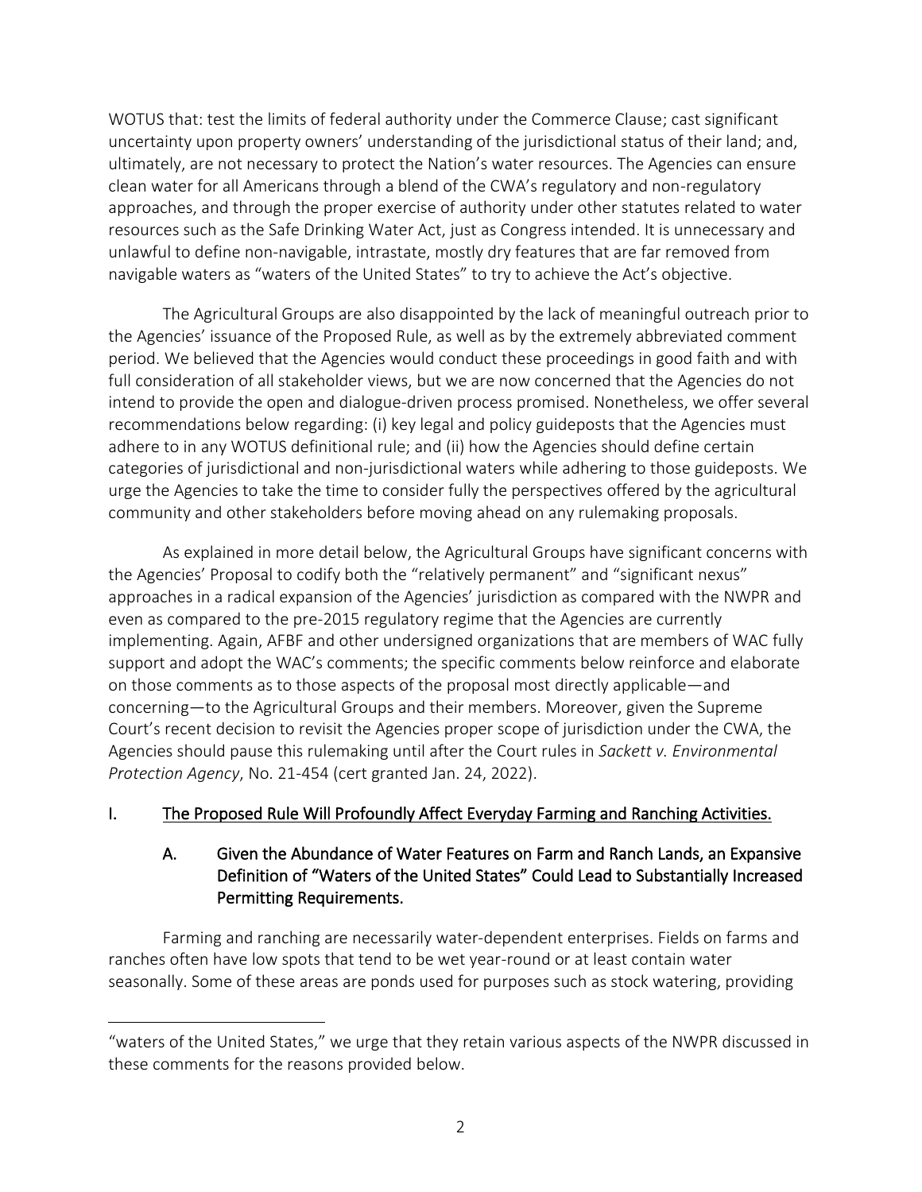WOTUS that: test the limits of federal authority under the Commerce Clause; cast significant uncertainty upon property owners' understanding of the jurisdictional status of their land; and, ultimately, are not necessary to protect the Nation's water resources. The Agencies can ensure clean water for all Americans through a blend of the CWA's regulatory and non-regulatory approaches, and through the proper exercise of authority under other statutes related to water resources such as the Safe Drinking Water Act, just as Congress intended. It is unnecessary and unlawful to define non-navigable, intrastate, mostly dry features that are far removed from navigable waters as "waters of the United States" to try to achieve the Act's objective.

The Agricultural Groups are also disappointed by the lack of meaningful outreach prior to the Agencies' issuance of the Proposed Rule, as well as by the extremely abbreviated comment period. We believed that the Agencies would conduct these proceedings in good faith and with full consideration of all stakeholder views, but we are now concerned that the Agencies do not intend to provide the open and dialogue-driven process promised. Nonetheless, we offer several recommendations below regarding: (i) key legal and policy guideposts that the Agencies must adhere to in any WOTUS definitional rule; and (ii) how the Agencies should define certain categories of jurisdictional and non-jurisdictional waters while adhering to those guideposts. We urge the Agencies to take the time to consider fully the perspectives offered by the agricultural community and other stakeholders before moving ahead on any rulemaking proposals.

As explained in more detail below, the Agricultural Groups have significant concerns with the Agencies' Proposal to codify both the "relatively permanent" and "significant nexus" approaches in a radical expansion of the Agencies' jurisdiction as compared with the NWPR and even as compared to the pre-2015 regulatory regime that the Agencies are currently implementing. Again, AFBF and other undersigned organizations that are members of WAC fully support and adopt the WAC's comments; the specific comments below reinforce and elaborate on those comments as to those aspects of the proposal most directly applicable—and concerning—to the Agricultural Groups and their members. Moreover, given the Supreme Court's recent decision to revisit the Agencies proper scope of jurisdiction under the CWA, the Agencies should pause this rulemaking until after the Court rules in *Sackett v. Environmental Protection Agency*, No. 21-454 (cert granted Jan. 24, 2022).

## I. The Proposed Rule Will Profoundly Affect Everyday Farming and Ranching Activities.

### A. Given the Abundance of Water Features on Farm and Ranch Lands, an Expansive Definition of "Waters of the United States" Could Lead to Substantially Increased Permitting Requirements.

Farming and ranching are necessarily water-dependent enterprises. Fields on farms and ranches often have low spots that tend to be wet year-round or at least contain water seasonally. Some of these areas are ponds used for purposes such as stock watering, providing

---

"waters of the United States," we urge that they retain various aspects of the NWPR discussed in these comments for the reasons provided below.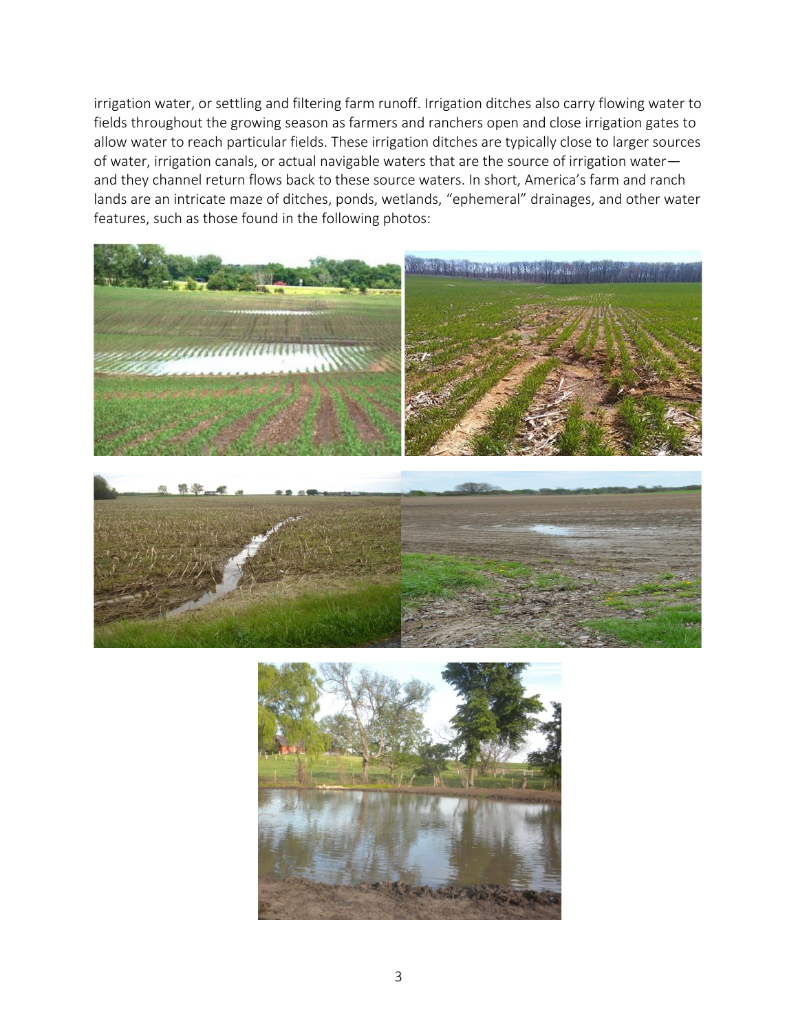irrigation water, or settling and filtering farm runoff. Irrigation ditches also carry flowing water to fields throughout the growing season as farmers and ranchers open and close irrigation gates to allow water to reach particular fields. These irrigation ditches are typically close to larger sources of water, irrigation canals, or actual navigable waters that are the source of irrigation water—and they channel return flows back to these source waters. In short, America's farm and ranch lands are an intricate maze of ditches, ponds, wetlands, "ephemeral" drainages, and other water features, such as those found in the following photos: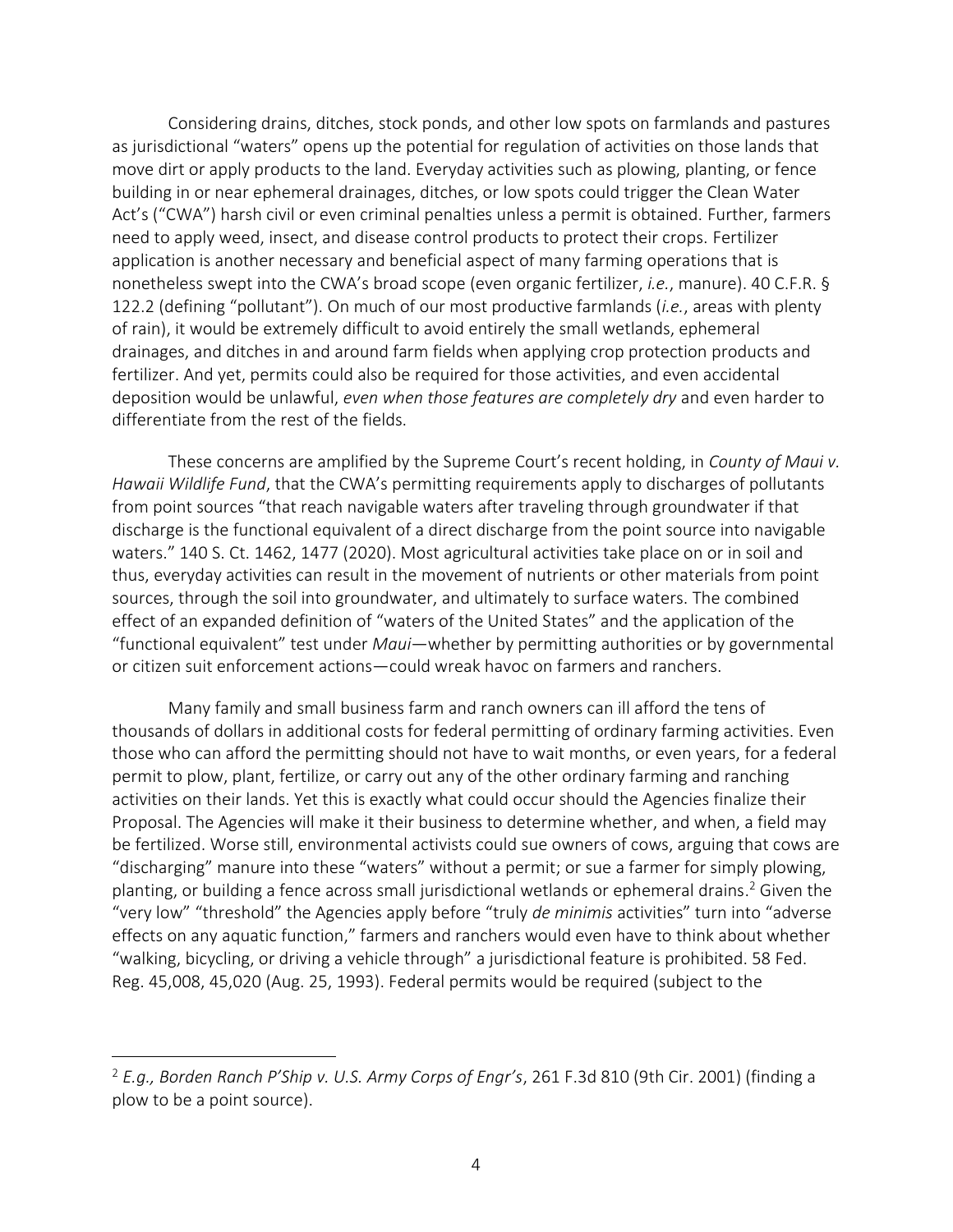Considering drains, ditches, stock ponds, and other low spots on farmlands and pastures as jurisdictional "waters" opens up the potential for regulation of activities on those lands that move dirt or apply products to the land. Everyday activities such as plowing, planting, or fence building in or near ephemeral drainages, ditches, or low spots could trigger the Clean Water Act's ("CWA") harsh civil or even criminal penalties unless a permit is obtained. Further, farmers need to apply weed, insect, and disease control products to protect their crops. Fertilizer application is another necessary and beneficial aspect of many farming operations that is nonetheless swept into the CWA's broad scope (even organic fertilizer, *i.e.*, manure). 40 C.F.R. § 122.2 (defining "pollutant"). On much of our most productive farmlands (*i.e.*, areas with plenty of rain), it would be extremely difficult to avoid entirely the small wetlands, ephemeral drainages, and ditches in and around farm fields when applying crop protection products and fertilizer. And yet, permits could also be required for those activities, and even accidental deposition would be unlawful, *even when those features are completely dry* and even harder to differentiate from the rest of the fields.

These concerns are amplified by the Supreme Court's recent holding, in *County of Maui v. Hawaii Wildlife Fund*, that the CWA's permitting requirements apply to discharges of pollutants from point sources "that reach navigable waters after traveling through groundwater if that discharge is the functional equivalent of a direct discharge from the point source into navigable waters." 140 S. Ct. 1462, 1477 (2020). Most agricultural activities take place on or in soil and thus, everyday activities can result in the movement of nutrients or other materials from point sources, through the soil into groundwater, and ultimately to surface waters. The combined effect of an expanded definition of "waters of the United States" and the application of the "functional equivalent" test under *Maui*—whether by permitting authorities or by governmental or citizen suit enforcement actions—could wreak havoc on farmers and ranchers.

Many family and small business farm and ranch owners can ill afford the tens of thousands of dollars in additional costs for federal permitting of ordinary farming activities. Even those who can afford the permitting should not have to wait months, or even years, for a federal permit to plow, plant, fertilize, or carry out any of the other ordinary farming and ranching activities on their lands. Yet this is exactly what could occur should the Agencies finalize their Proposal. The Agencies will make it their business to determine whether, and when, a field may be fertilized. Worse still, environmental activists could sue owners of cows, arguing that cows are "discharging" manure into these "waters" without a permit; or sue a farmer for simply plowing, planting, or building a fence across small jurisdictional wetlands or ephemeral drains.[2] Given the "very low" "threshold" the Agencies apply before "truly *de minimis* activities" turn into "adverse effects on any aquatic function," farmers and ranchers would even have to think about whether "walking, bicycling, or driving a vehicle through" a jurisdictional feature is prohibited. 58 Fed. Reg. 45,008, 45,020 (Aug. 25, 1993). Federal permits would be required (subject to the

[2] *E.g., Borden Ranch P'Ship v. U.S. Army Corps of Engr's*, 261 F.3d 810 (9th Cir. 2001) (finding a plow to be a point source).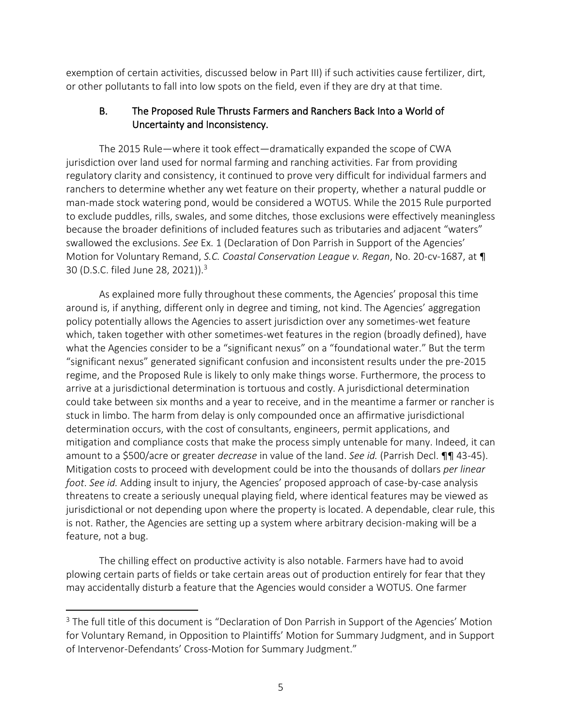exemption of certain activities, discussed below in Part III) if such activities cause fertilizer, dirt, or other pollutants to fall into low spots on the field, even if they are dry at that time.

### B. The Proposed Rule Thrusts Farmers and Ranchers Back Into a World of Uncertainty and Inconsistency.

The 2015 Rule—where it took effect—dramatically expanded the scope of CWA jurisdiction over land used for normal farming and ranching activities. Far from providing regulatory clarity and consistency, it continued to prove very difficult for individual farmers and ranchers to determine whether any wet feature on their property, whether a natural puddle or man-made stock watering pond, would be considered a WOTUS. While the 2015 Rule purported to exclude puddles, rills, swales, and some ditches, those exclusions were effectively meaningless because the broader definitions of included features such as tributaries and adjacent "waters" swallowed the exclusions. *See* Ex. 1 (Declaration of Don Parrish in Support of the Agencies' Motion for Voluntary Remand, *S.C. Coastal Conservation League v. Regan*, No. 20-cv-1687, at ¶ 30 (D.S.C. filed June 28, 2021)).[3]

As explained more fully throughout these comments, the Agencies' proposal this time around is, if anything, different only in degree and timing, not kind. The Agencies' aggregation policy potentially allows the Agencies to assert jurisdiction over any sometimes-wet feature which, taken together with other sometimes-wet features in the region (broadly defined), have what the Agencies consider to be a "significant nexus" on a "foundational water." But the term "significant nexus" generated significant confusion and inconsistent results under the pre-2015 regime, and the Proposed Rule is likely to only make things worse. Furthermore, the process to arrive at a jurisdictional determination is tortuous and costly. A jurisdictional determination could take between six months and a year to receive, and in the meantime a farmer or rancher is stuck in limbo. The harm from delay is only compounded once an affirmative jurisdictional determination occurs, with the cost of consultants, engineers, permit applications, and mitigation and compliance costs that make the process simply untenable for many. Indeed, it can amount to a $500/acre or greater *decrease* in value of the land. *See id.* (Parrish Decl. ¶¶ 43-45). Mitigation costs to proceed with development could be into the thousands of dollars *per linear foot*. *See id.* Adding insult to injury, the Agencies' proposed approach of case-by-case analysis threatens to create a seriously unequal playing field, where identical features may be viewed as jurisdictional or not depending upon where the property is located. A dependable, clear rule, this is not. Rather, the Agencies are setting up a system where arbitrary decision-making will be a feature, not a bug.

The chilling effect on productive activity is also notable. Farmers have had to avoid plowing certain parts of fields or take certain areas out of production entirely for fear that they may accidentally disturb a feature that the Agencies would consider a WOTUS. One farmer

[3] The full title of this document is "Declaration of Don Parrish in Support of the Agencies' Motion for Voluntary Remand, in Opposition to Plaintiffs' Motion for Summary Judgment, and in Support of Intervenor-Defendants' Cross-Motion for Summary Judgment."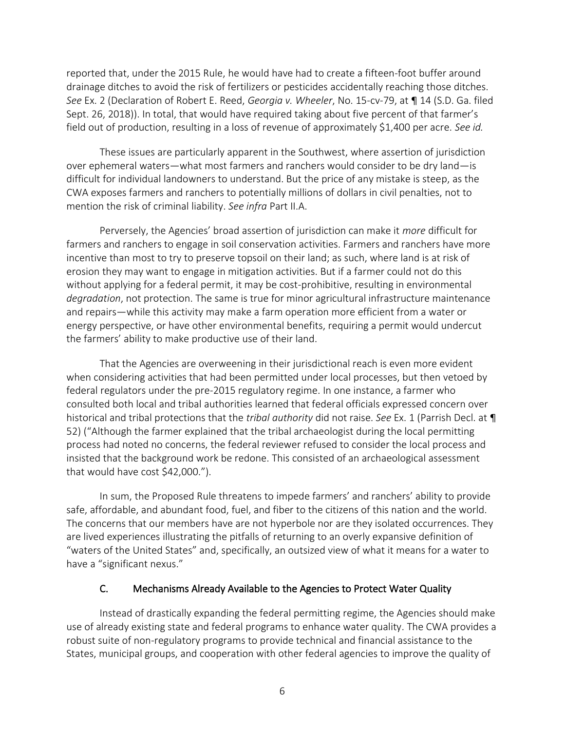reported that, under the 2015 Rule, he would have had to create a fifteen-foot buffer around drainage ditches to avoid the risk of fertilizers or pesticides accidentally reaching those ditches. *See* Ex. 2 (Declaration of Robert E. Reed, *Georgia v. Wheeler*, No. 15-cv-79, at ¶ 14 (S.D. Ga. filed Sept. 26, 2018)). In total, that would have required taking about five percent of that farmer's field out of production, resulting in a loss of revenue of approximately $1,400 per acre. *See id.*

These issues are particularly apparent in the Southwest, where assertion of jurisdiction over ephemeral waters—what most farmers and ranchers would consider to be dry land—is difficult for individual landowners to understand. But the price of any mistake is steep, as the CWA exposes farmers and ranchers to potentially millions of dollars in civil penalties, not to mention the risk of criminal liability. *See infra* Part II.A.

Perversely, the Agencies' broad assertion of jurisdiction can make it *more* difficult for farmers and ranchers to engage in soil conservation activities. Farmers and ranchers have more incentive than most to try to preserve topsoil on their land; as such, where land is at risk of erosion they may want to engage in mitigation activities. But if a farmer could not do this without applying for a federal permit, it may be cost-prohibitive, resulting in environmental *degradation*, not protection. The same is true for minor agricultural infrastructure maintenance and repairs—while this activity may make a farm operation more efficient from a water or energy perspective, or have other environmental benefits, requiring a permit would undercut the farmers' ability to make productive use of their land.

That the Agencies are overweening in their jurisdictional reach is even more evident when considering activities that had been permitted under local processes, but then vetoed by federal regulators under the pre-2015 regulatory regime. In one instance, a farmer who consulted both local and tribal authorities learned that federal officials expressed concern over historical and tribal protections that the *tribal authority* did not raise. *See* Ex. 1 (Parrish Decl. at ¶ 52) ("Although the farmer explained that the tribal archaeologist during the local permitting process had noted no concerns, the federal reviewer refused to consider the local process and insisted that the background work be redone. This consisted of an archaeological assessment that would have cost $42,000.").

In sum, the Proposed Rule threatens to impede farmers' and ranchers' ability to provide safe, affordable, and abundant food, fuel, and fiber to the citizens of this nation and the world. The concerns that our members have are not hyperbole nor are they isolated occurrences. They are lived experiences illustrating the pitfalls of returning to an overly expansive definition of "waters of the United States" and, specifically, an outsized view of what it means for a water to have a "significant nexus."

### C. Mechanisms Already Available to the Agencies to Protect Water Quality

Instead of drastically expanding the federal permitting regime, the Agencies should make use of already existing state and federal programs to enhance water quality. The CWA provides a robust suite of non-regulatory programs to provide technical and financial assistance to the States, municipal groups, and cooperation with other federal agencies to improve the quality of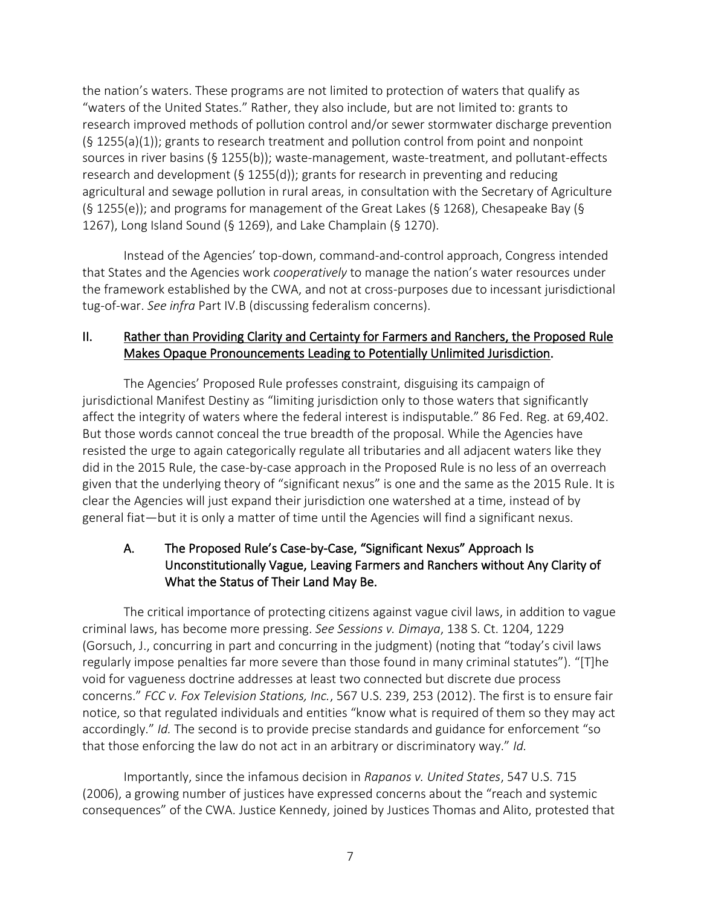the nation's waters. These programs are not limited to protection of waters that qualify as "waters of the United States." Rather, they also include, but are not limited to: grants to research improved methods of pollution control and/or sewer stormwater discharge prevention (§ 1255(a)(1)); grants to research treatment and pollution control from point and nonpoint sources in river basins (§ 1255(b)); waste-management, waste-treatment, and pollutant-effects research and development (§ 1255(d)); grants for research in preventing and reducing agricultural and sewage pollution in rural areas, in consultation with the Secretary of Agriculture (§ 1255(e)); and programs for management of the Great Lakes (§ 1268), Chesapeake Bay (§ 1267), Long Island Sound (§ 1269), and Lake Champlain (§ 1270).

Instead of the Agencies' top-down, command-and-control approach, Congress intended that States and the Agencies work *cooperatively* to manage the nation's water resources under the framework established by the CWA, and not at cross-purposes due to incessant jurisdictional tug-of-war. *See infra* Part IV.B (discussing federalism concerns).

## II. Rather than Providing Clarity and Certainty for Farmers and Ranchers, the Proposed Rule Makes Opaque Pronouncements Leading to Potentially Unlimited Jurisdiction.

The Agencies' Proposed Rule professes constraint, disguising its campaign of jurisdictional Manifest Destiny as "limiting jurisdiction only to those waters that significantly affect the integrity of waters where the federal interest is indisputable." 86 Fed. Reg. at 69,402. But those words cannot conceal the true breadth of the proposal. While the Agencies have resisted the urge to again categorically regulate all tributaries and all adjacent waters like they did in the 2015 Rule, the case-by-case approach in the Proposed Rule is no less of an overreach given that the underlying theory of "significant nexus" is one and the same as the 2015 Rule. It is clear the Agencies will just expand their jurisdiction one watershed at a time, instead of by general fiat—but it is only a matter of time until the Agencies will find a significant nexus.

### A. The Proposed Rule's Case-by-Case, "Significant Nexus" Approach Is Unconstitutionally Vague, Leaving Farmers and Ranchers without Any Clarity of What the Status of Their Land May Be.

The critical importance of protecting citizens against vague civil laws, in addition to vague criminal laws, has become more pressing. *See Sessions v. Dimaya*, 138 S. Ct. 1204, 1229 (Gorsuch, J., concurring in part and concurring in the judgment) (noting that "today's civil laws regularly impose penalties far more severe than those found in many criminal statutes"). "[T]he void for vagueness doctrine addresses at least two connected but discrete due process concerns." *FCC v. Fox Television Stations, Inc.*, 567 U.S. 239, 253 (2012). The first is to ensure fair notice, so that regulated individuals and entities "know what is required of them so they may act accordingly." *Id.* The second is to provide precise standards and guidance for enforcement "so that those enforcing the law do not act in an arbitrary or discriminatory way." *Id.*

Importantly, since the infamous decision in *Rapanos v. United States*, 547 U.S. 715 (2006), a growing number of justices have expressed concerns about the "reach and systemic consequences" of the CWA. Justice Kennedy, joined by Justices Thomas and Alito, protested that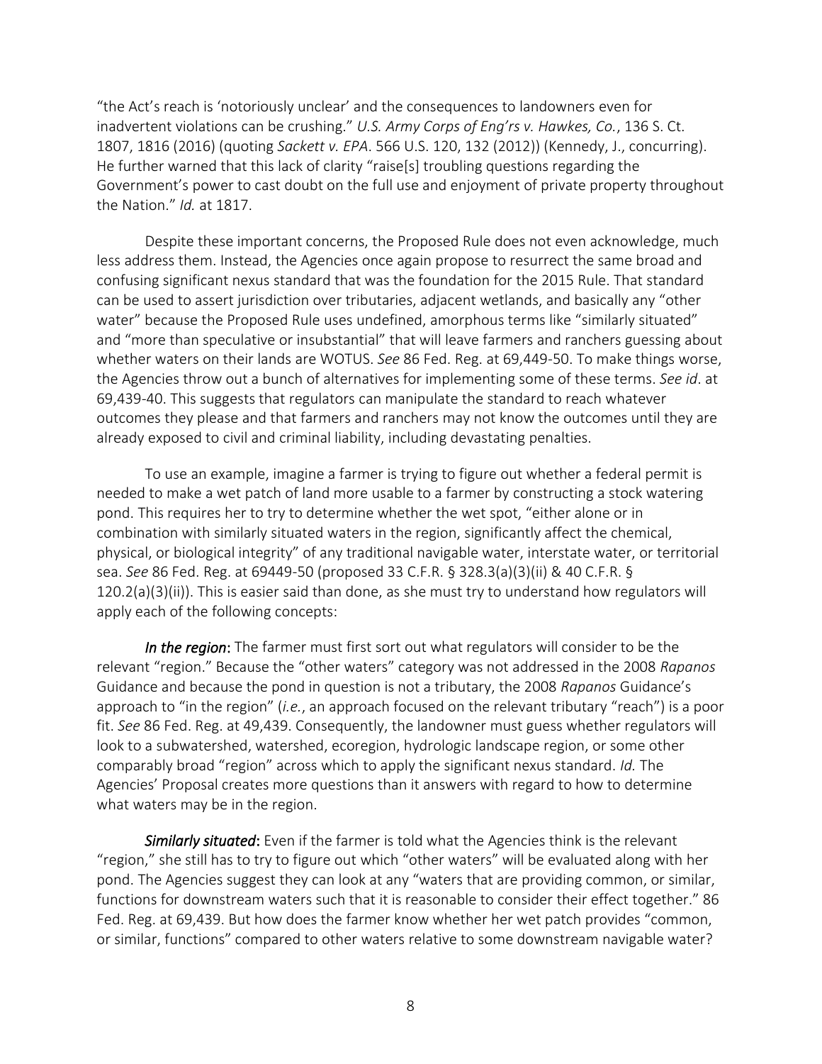"the Act's reach is 'notoriously unclear' and the consequences to landowners even for inadvertent violations can be crushing." *U.S. Army Corps of Eng'rs v. Hawkes, Co.*, 136 S. Ct. 1807, 1816 (2016) (quoting *Sackett v. EPA*. 566 U.S. 120, 132 (2012)) (Kennedy, J., concurring). He further warned that this lack of clarity "raise[s] troubling questions regarding the Government's power to cast doubt on the full use and enjoyment of private property throughout the Nation." *Id.* at 1817.

Despite these important concerns, the Proposed Rule does not even acknowledge, much less address them. Instead, the Agencies once again propose to resurrect the same broad and confusing significant nexus standard that was the foundation for the 2015 Rule. That standard can be used to assert jurisdiction over tributaries, adjacent wetlands, and basically any "other water" because the Proposed Rule uses undefined, amorphous terms like "similarly situated" and "more than speculative or insubstantial" that will leave farmers and ranchers guessing about whether waters on their lands are WOTUS. *See* 86 Fed. Reg. at 69,449-50. To make things worse, the Agencies throw out a bunch of alternatives for implementing some of these terms. *See id*. at 69,439-40. This suggests that regulators can manipulate the standard to reach whatever outcomes they please and that farmers and ranchers may not know the outcomes until they are already exposed to civil and criminal liability, including devastating penalties.

To use an example, imagine a farmer is trying to figure out whether a federal permit is needed to make a wet patch of land more usable to a farmer by constructing a stock watering pond. This requires her to try to determine whether the wet spot, "either alone or in combination with similarly situated waters in the region, significantly affect the chemical, physical, or biological integrity" of any traditional navigable water, interstate water, or territorial sea. *See* 86 Fed. Reg. at 69449-50 (proposed 33 C.F.R. § 328.3(a)(3)(ii) & 40 C.F.R. § 120.2(a)(3)(ii)). This is easier said than done, as she must try to understand how regulators will apply each of the following concepts:

***In the region***: The farmer must first sort out what regulators will consider to be the relevant "region." Because the "other waters" category was not addressed in the 2008 *Rapanos* Guidance and because the pond in question is not a tributary, the 2008 *Rapanos* Guidance's approach to "in the region" (*i.e.*, an approach focused on the relevant tributary "reach") is a poor fit. *See* 86 Fed. Reg. at 49,439. Consequently, the landowner must guess whether regulators will look to a subwatershed, watershed, ecoregion, hydrologic landscape region, or some other comparably broad "region" across which to apply the significant nexus standard. *Id.* The Agencies' Proposal creates more questions than it answers with regard to how to determine what waters may be in the region.

***Similarly situated***: Even if the farmer is told what the Agencies think is the relevant "region," she still has to try to figure out which "other waters" will be evaluated along with her pond. The Agencies suggest they can look at any "waters that are providing common, or similar, functions for downstream waters such that it is reasonable to consider their effect together." 86 Fed. Reg. at 69,439. But how does the farmer know whether her wet patch provides "common, or similar, functions" compared to other waters relative to some downstream navigable water?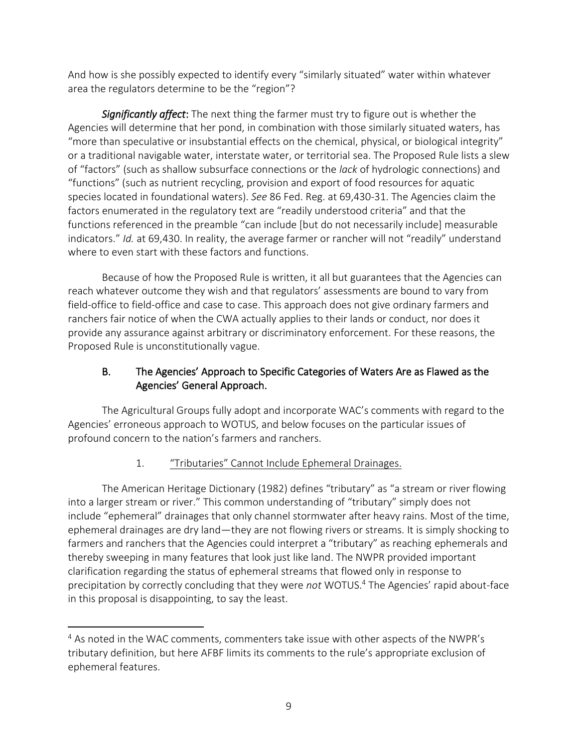And how is she possibly expected to identify every "similarly situated" water within whatever area the regulators determine to be the "region"?

***Significantly affect***: The next thing the farmer must try to figure out is whether the Agencies will determine that her pond, in combination with those similarly situated waters, has "more than speculative or insubstantial effects on the chemical, physical, or biological integrity" or a traditional navigable water, interstate water, or territorial sea. The Proposed Rule lists a slew of "factors" (such as shallow subsurface connections or the *lack* of hydrologic connections) and "functions" (such as nutrient recycling, provision and export of food resources for aquatic species located in foundational waters). *See* 86 Fed. Reg. at 69,430-31. The Agencies claim the factors enumerated in the regulatory text are "readily understood criteria" and that the functions referenced in the preamble "can include [but do not necessarily include] measurable indicators." *Id.* at 69,430. In reality, the average farmer or rancher will not "readily" understand where to even start with these factors and functions.

Because of how the Proposed Rule is written, it all but guarantees that the Agencies can reach whatever outcome they wish and that regulators' assessments are bound to vary from field-office to field-office and case to case. This approach does not give ordinary farmers and ranchers fair notice of when the CWA actually applies to their lands or conduct, nor does it provide any assurance against arbitrary or discriminatory enforcement. For these reasons, the Proposed Rule is unconstitutionally vague.

### B. The Agencies' Approach to Specific Categories of Waters Are as Flawed as the Agencies' General Approach.

The Agricultural Groups fully adopt and incorporate WAC's comments with regard to the Agencies' erroneous approach to WOTUS, and below focuses on the particular issues of profound concern to the nation's farmers and ranchers.

#### 1. <u>"Tributaries" Cannot Include Ephemeral Drainages.</u>

The American Heritage Dictionary (1982) defines "tributary" as "a stream or river flowing into a larger stream or river." This common understanding of "tributary" simply does not include "ephemeral" drainages that only channel stormwater after heavy rains. Most of the time, ephemeral drainages are dry land—they are not flowing rivers or streams. It is simply shocking to farmers and ranchers that the Agencies could interpret a "tributary" as reaching ephemerals and thereby sweeping in many features that look just like land. The NWPR provided important clarification regarding the status of ephemeral streams that flowed only in response to precipitation by correctly concluding that they were *not* WOTUS.[4] The Agencies' rapid about-face in this proposal is disappointing, to say the least.

---

[4] As noted in the WAC comments, commenters take issue with other aspects of the NWPR's tributary definition, but here AFBF limits its comments to the rule's appropriate exclusion of ephemeral features.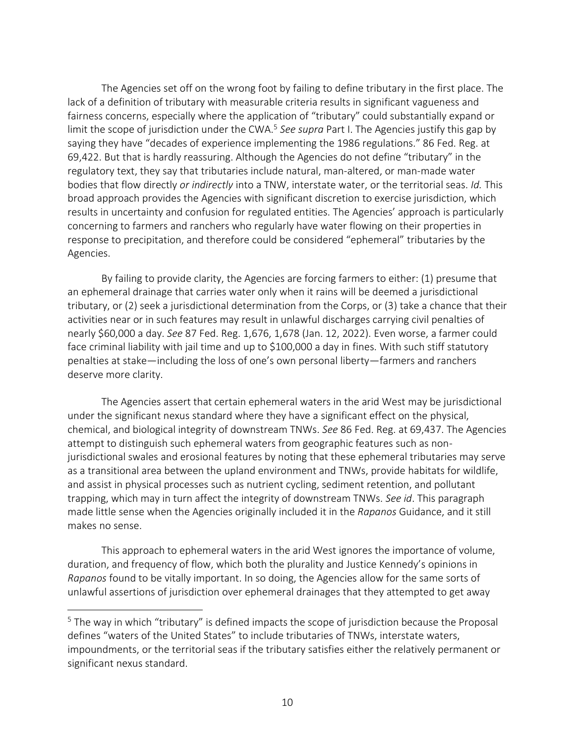The Agencies set off on the wrong foot by failing to define tributary in the first place. The lack of a definition of tributary with measurable criteria results in significant vagueness and fairness concerns, especially where the application of "tributary" could substantially expand or limit the scope of jurisdiction under the CWA.[5] *See supra* Part I. The Agencies justify this gap by saying they have "decades of experience implementing the 1986 regulations." 86 Fed. Reg. at 69,422. But that is hardly reassuring. Although the Agencies do not define "tributary" in the regulatory text, they say that tributaries include natural, man-altered, or man-made water bodies that flow directly *or indirectly* into a TNW, interstate water, or the territorial seas. *Id.* This broad approach provides the Agencies with significant discretion to exercise jurisdiction, which results in uncertainty and confusion for regulated entities. The Agencies' approach is particularly concerning to farmers and ranchers who regularly have water flowing on their properties in response to precipitation, and therefore could be considered "ephemeral" tributaries by the Agencies.

By failing to provide clarity, the Agencies are forcing farmers to either: (1) presume that an ephemeral drainage that carries water only when it rains will be deemed a jurisdictional tributary, or (2) seek a jurisdictional determination from the Corps, or (3) take a chance that their activities near or in such features may result in unlawful discharges carrying civil penalties of nearly $60,000 a day. *See* 87 Fed. Reg. 1,676, 1,678 (Jan. 12, 2022). Even worse, a farmer could face criminal liability with jail time and up to $100,000 a day in fines. With such stiff statutory penalties at stake—including the loss of one's own personal liberty—farmers and ranchers deserve more clarity.

The Agencies assert that certain ephemeral waters in the arid West may be jurisdictional under the significant nexus standard where they have a significant effect on the physical, chemical, and biological integrity of downstream TNWs. *See* 86 Fed. Reg. at 69,437. The Agencies attempt to distinguish such ephemeral waters from geographic features such as non-jurisdictional swales and erosional features by noting that these ephemeral tributaries may serve as a transitional area between the upland environment and TNWs, provide habitats for wildlife, and assist in physical processes such as nutrient cycling, sediment retention, and pollutant trapping, which may in turn affect the integrity of downstream TNWs. *See id*. This paragraph made little sense when the Agencies originally included it in the *Rapanos* Guidance, and it still makes no sense.

This approach to ephemeral waters in the arid West ignores the importance of volume, duration, and frequency of flow, which both the plurality and Justice Kennedy's opinions in *Rapanos* found to be vitally important. In so doing, the Agencies allow for the same sorts of unlawful assertions of jurisdiction over ephemeral drainages that they attempted to get away

---

[5] The way in which "tributary" is defined impacts the scope of jurisdiction because the Proposal defines "waters of the United States" to include tributaries of TNWs, interstate waters, impoundments, or the territorial seas if the tributary satisfies either the relatively permanent or significant nexus standard.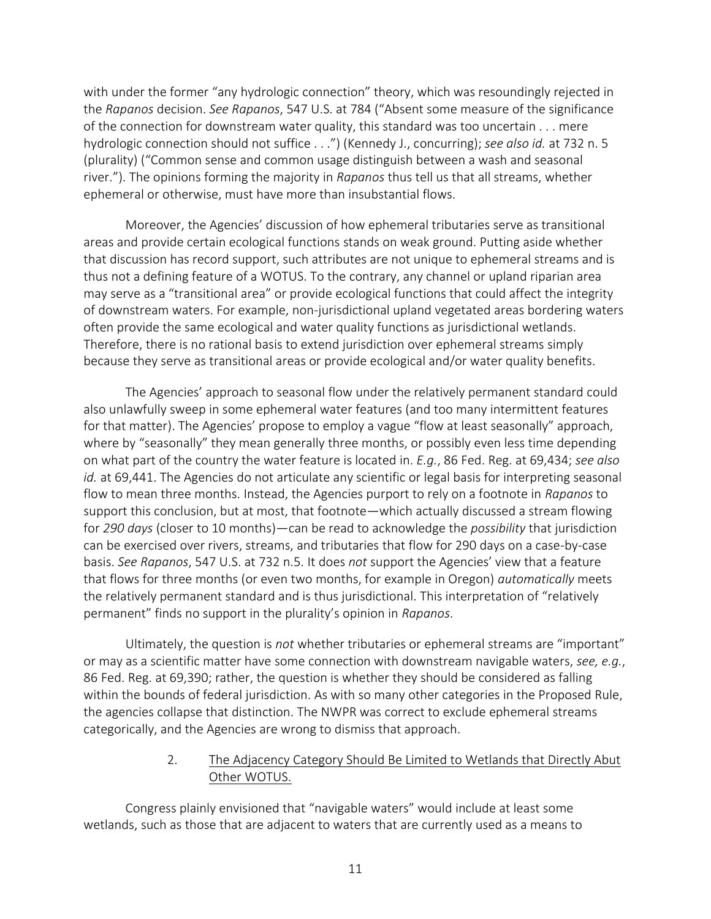with under the former "any hydrologic connection" theory, which was resoundingly rejected in the *Rapanos* decision. *See Rapanos*, 547 U.S. at 784 ("Absent some measure of the significance of the connection for downstream water quality, this standard was too uncertain . . . mere hydrologic connection should not suffice . . .") (Kennedy J., concurring); *see also id.* at 732 n. 5 (plurality) ("Common sense and common usage distinguish between a wash and seasonal river."). The opinions forming the majority in *Rapanos* thus tell us that all streams, whether ephemeral or otherwise, must have more than insubstantial flows.

Moreover, the Agencies' discussion of how ephemeral tributaries serve as transitional areas and provide certain ecological functions stands on weak ground. Putting aside whether that discussion has record support, such attributes are not unique to ephemeral streams and is thus not a defining feature of a WOTUS. To the contrary, any channel or upland riparian area may serve as a "transitional area" or provide ecological functions that could affect the integrity of downstream waters. For example, non-jurisdictional upland vegetated areas bordering waters often provide the same ecological and water quality functions as jurisdictional wetlands. Therefore, there is no rational basis to extend jurisdiction over ephemeral streams simply because they serve as transitional areas or provide ecological and/or water quality benefits.

The Agencies' approach to seasonal flow under the relatively permanent standard could also unlawfully sweep in some ephemeral water features (and too many intermittent features for that matter). The Agencies' propose to employ a vague "flow at least seasonally" approach, where by "seasonally" they mean generally three months, or possibly even less time depending on what part of the country the water feature is located in. *E.g.*, 86 Fed. Reg. at 69,434; *see also id.* at 69,441. The Agencies do not articulate any scientific or legal basis for interpreting seasonal flow to mean three months. Instead, the Agencies purport to rely on a footnote in *Rapanos* to support this conclusion, but at most, that footnote—which actually discussed a stream flowing for *290 days* (closer to 10 months)—can be read to acknowledge the *possibility* that jurisdiction can be exercised over rivers, streams, and tributaries that flow for 290 days on a case-by-case basis. *See Rapanos*, 547 U.S. at 732 n.5. It does *not* support the Agencies' view that a feature that flows for three months (or even two months, for example in Oregon) *automatically* meets the relatively permanent standard and is thus jurisdictional. This interpretation of "relatively permanent" finds no support in the plurality's opinion in *Rapanos*.

Ultimately, the question is *not* whether tributaries or ephemeral streams are "important" or may as a scientific matter have some connection with downstream navigable waters, *see, e.g.*, 86 Fed. Reg. at 69,390; rather, the question is whether they should be considered as falling within the bounds of federal jurisdiction. As with so many other categories in the Proposed Rule, the agencies collapse that distinction. The NWPR was correct to exclude ephemeral streams categorically, and the Agencies are wrong to dismiss that approach.

### 2. The Adjacency Category Should Be Limited to Wetlands that Directly Abut Other WOTUS.

Congress plainly envisioned that "navigable waters" would include at least some wetlands, such as those that are adjacent to waters that are currently used as a means to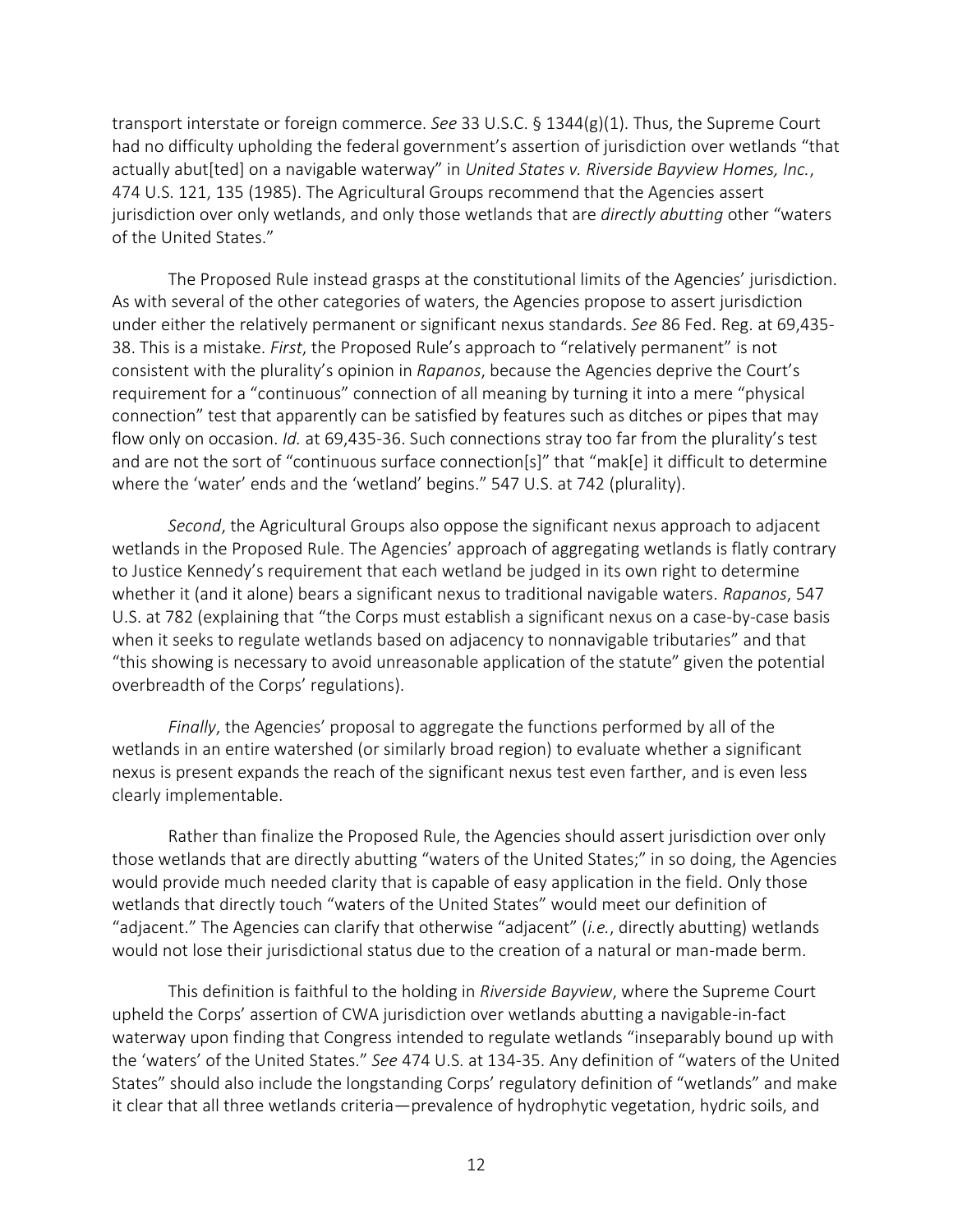transport interstate or foreign commerce. *See* 33 U.S.C. § 1344(g)(1). Thus, the Supreme Court had no difficulty upholding the federal government's assertion of jurisdiction over wetlands "that actually abut[ted] on a navigable waterway" in *United States v. Riverside Bayview Homes, Inc.*, 474 U.S. 121, 135 (1985). The Agricultural Groups recommend that the Agencies assert jurisdiction over only wetlands, and only those wetlands that are *directly abutting* other "waters of the United States."

The Proposed Rule instead grasps at the constitutional limits of the Agencies' jurisdiction. As with several of the other categories of waters, the Agencies propose to assert jurisdiction under either the relatively permanent or significant nexus standards. *See* 86 Fed. Reg. at 69,435-38. This is a mistake. *First*, the Proposed Rule's approach to "relatively permanent" is not consistent with the plurality's opinion in *Rapanos*, because the Agencies deprive the Court's requirement for a "continuous" connection of all meaning by turning it into a mere "physical connection" test that apparently can be satisfied by features such as ditches or pipes that may flow only on occasion. *Id.* at 69,435-36. Such connections stray too far from the plurality's test and are not the sort of "continuous surface connection[s]" that "mak[e] it difficult to determine where the 'water' ends and the 'wetland' begins." 547 U.S. at 742 (plurality).

*Second*, the Agricultural Groups also oppose the significant nexus approach to adjacent wetlands in the Proposed Rule. The Agencies' approach of aggregating wetlands is flatly contrary to Justice Kennedy's requirement that each wetland be judged in its own right to determine whether it (and it alone) bears a significant nexus to traditional navigable waters. *Rapanos*, 547 U.S. at 782 (explaining that "the Corps must establish a significant nexus on a case-by-case basis when it seeks to regulate wetlands based on adjacency to nonnavigable tributaries" and that "this showing is necessary to avoid unreasonable application of the statute" given the potential overbreadth of the Corps' regulations).

*Finally*, the Agencies' proposal to aggregate the functions performed by all of the wetlands in an entire watershed (or similarly broad region) to evaluate whether a significant nexus is present expands the reach of the significant nexus test even farther, and is even less clearly implementable.

Rather than finalize the Proposed Rule, the Agencies should assert jurisdiction over only those wetlands that are directly abutting "waters of the United States;" in so doing, the Agencies would provide much needed clarity that is capable of easy application in the field. Only those wetlands that directly touch "waters of the United States" would meet our definition of "adjacent." The Agencies can clarify that otherwise "adjacent" (*i.e.*, directly abutting) wetlands would not lose their jurisdictional status due to the creation of a natural or man-made berm.

This definition is faithful to the holding in *Riverside Bayview*, where the Supreme Court upheld the Corps' assertion of CWA jurisdiction over wetlands abutting a navigable-in-fact waterway upon finding that Congress intended to regulate wetlands "inseparably bound up with the 'waters' of the United States." *See* 474 U.S. at 134-35. Any definition of "waters of the United States" should also include the longstanding Corps' regulatory definition of "wetlands" and make it clear that all three wetlands criteria—prevalence of hydrophytic vegetation, hydric soils, and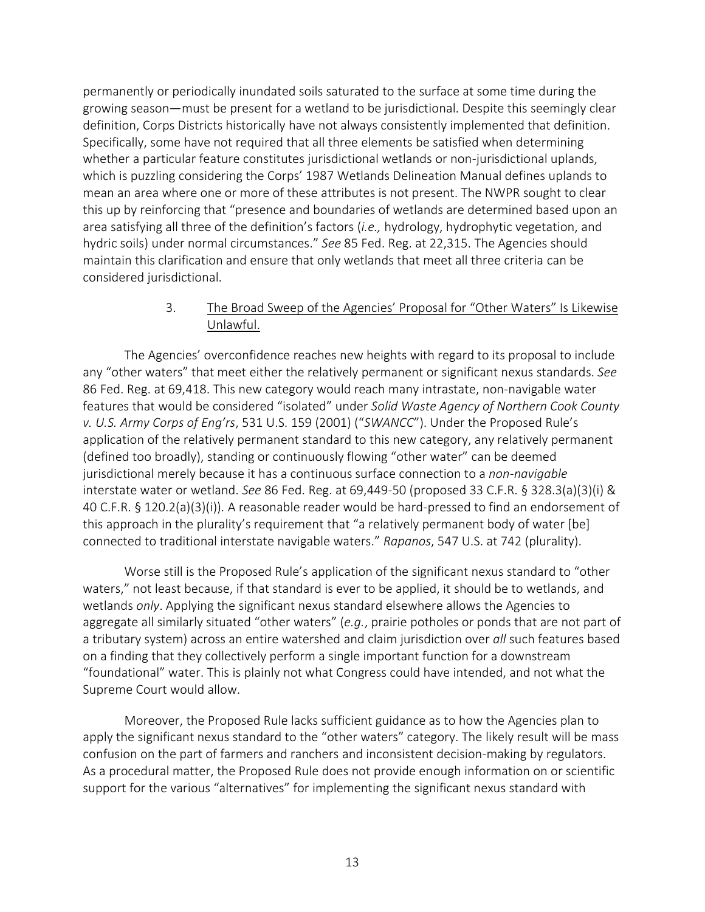permanently or periodically inundated soils saturated to the surface at some time during the growing season—must be present for a wetland to be jurisdictional. Despite this seemingly clear definition, Corps Districts historically have not always consistently implemented that definition. Specifically, some have not required that all three elements be satisfied when determining whether a particular feature constitutes jurisdictional wetlands or non-jurisdictional uplands, which is puzzling considering the Corps' 1987 Wetlands Delineation Manual defines uplands to mean an area where one or more of these attributes is not present. The NWPR sought to clear this up by reinforcing that "presence and boundaries of wetlands are determined based upon an area satisfying all three of the definition's factors (*i.e.,* hydrology, hydrophytic vegetation, and hydric soils) under normal circumstances." *See* 85 Fed. Reg. at 22,315. The Agencies should maintain this clarification and ensure that only wetlands that meet all three criteria can be considered jurisdictional.

### 3. The Broad Sweep of the Agencies' Proposal for "Other Waters" Is Likewise Unlawful.

The Agencies' overconfidence reaches new heights with regard to its proposal to include any "other waters" that meet either the relatively permanent or significant nexus standards. *See* 86 Fed. Reg. at 69,418. This new category would reach many intrastate, non-navigable water features that would be considered "isolated" under *Solid Waste Agency of Northern Cook County v. U.S. Army Corps of Eng'rs*, 531 U.S. 159 (2001) ("*SWANCC*"). Under the Proposed Rule's application of the relatively permanent standard to this new category, any relatively permanent (defined too broadly), standing or continuously flowing "other water" can be deemed jurisdictional merely because it has a continuous surface connection to a *non-navigable* interstate water or wetland. *See* 86 Fed. Reg. at 69,449-50 (proposed 33 C.F.R. § 328.3(a)(3)(i) & 40 C.F.R. § 120.2(a)(3)(i)). A reasonable reader would be hard-pressed to find an endorsement of this approach in the plurality's requirement that "a relatively permanent body of water [be] connected to traditional interstate navigable waters." *Rapanos*, 547 U.S. at 742 (plurality).

Worse still is the Proposed Rule's application of the significant nexus standard to "other waters," not least because, if that standard is ever to be applied, it should be to wetlands, and wetlands *only*. Applying the significant nexus standard elsewhere allows the Agencies to aggregate all similarly situated "other waters" (*e.g.*, prairie potholes or ponds that are not part of a tributary system) across an entire watershed and claim jurisdiction over *all* such features based on a finding that they collectively perform a single important function for a downstream "foundational" water. This is plainly not what Congress could have intended, and not what the Supreme Court would allow.

Moreover, the Proposed Rule lacks sufficient guidance as to how the Agencies plan to apply the significant nexus standard to the "other waters" category. The likely result will be mass confusion on the part of farmers and ranchers and inconsistent decision-making by regulators. As a procedural matter, the Proposed Rule does not provide enough information on or scientific support for the various "alternatives" for implementing the significant nexus standard with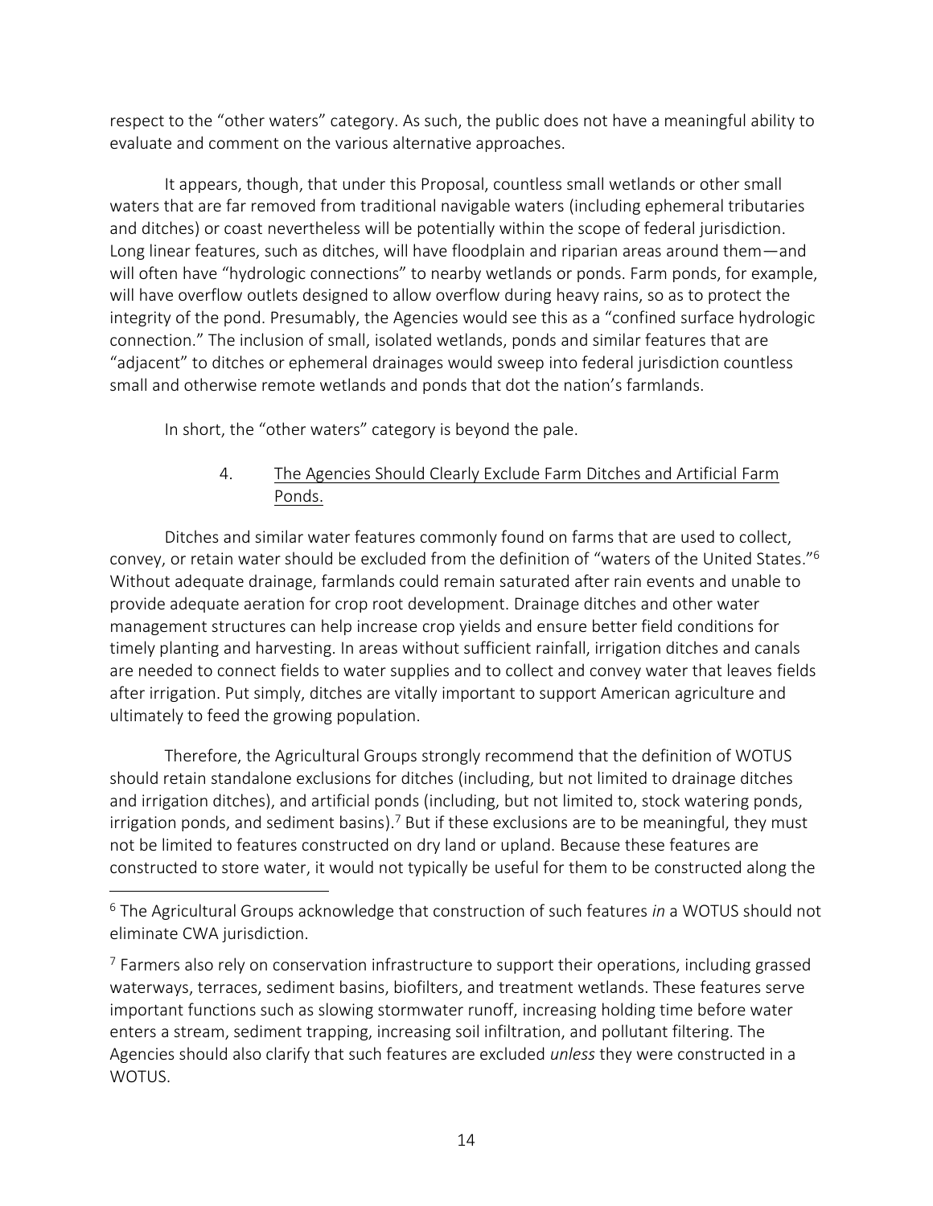respect to the "other waters" category. As such, the public does not have a meaningful ability to evaluate and comment on the various alternative approaches.

It appears, though, that under this Proposal, countless small wetlands or other small waters that are far removed from traditional navigable waters (including ephemeral tributaries and ditches) or coast nevertheless will be potentially within the scope of federal jurisdiction. Long linear features, such as ditches, will have floodplain and riparian areas around them—and will often have "hydrologic connections" to nearby wetlands or ponds. Farm ponds, for example, will have overflow outlets designed to allow overflow during heavy rains, so as to protect the integrity of the pond. Presumably, the Agencies would see this as a "confined surface hydrologic connection." The inclusion of small, isolated wetlands, ponds and similar features that are "adjacent" to ditches or ephemeral drainages would sweep into federal jurisdiction countless small and otherwise remote wetlands and ponds that dot the nation's farmlands.

In short, the "other waters" category is beyond the pale.

### 4. The Agencies Should Clearly Exclude Farm Ditches and Artificial Farm Ponds.

Ditches and similar water features commonly found on farms that are used to collect, convey, or retain water should be excluded from the definition of "waters of the United States."[6] Without adequate drainage, farmlands could remain saturated after rain events and unable to provide adequate aeration for crop root development. Drainage ditches and other water management structures can help increase crop yields and ensure better field conditions for timely planting and harvesting. In areas without sufficient rainfall, irrigation ditches and canals are needed to connect fields to water supplies and to collect and convey water that leaves fields after irrigation. Put simply, ditches are vitally important to support American agriculture and ultimately to feed the growing population.

Therefore, the Agricultural Groups strongly recommend that the definition of WOTUS should retain standalone exclusions for ditches (including, but not limited to drainage ditches and irrigation ditches), and artificial ponds (including, but not limited to, stock watering ponds, irrigation ponds, and sediment basins).[7] But if these exclusions are to be meaningful, they must not be limited to features constructed on dry land or upland. Because these features are constructed to store water, it would not typically be useful for them to be constructed along the

---

[6] The Agricultural Groups acknowledge that construction of such features *in* a WOTUS should not eliminate CWA jurisdiction.

[7] Farmers also rely on conservation infrastructure to support their operations, including grassed waterways, terraces, sediment basins, biofilters, and treatment wetlands. These features serve important functions such as slowing stormwater runoff, increasing holding time before water enters a stream, sediment trapping, increasing soil infiltration, and pollutant filtering. The Agencies should also clarify that such features are excluded *unless* they were constructed in a WOTUS.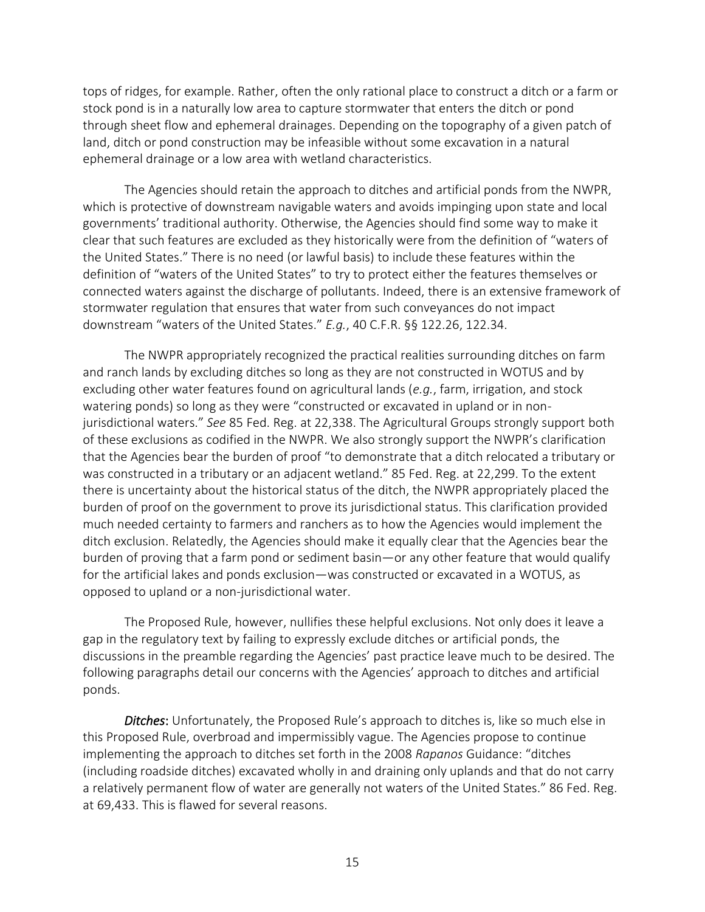tops of ridges, for example. Rather, often the only rational place to construct a ditch or a farm or stock pond is in a naturally low area to capture stormwater that enters the ditch or pond through sheet flow and ephemeral drainages. Depending on the topography of a given patch of land, ditch or pond construction may be infeasible without some excavation in a natural ephemeral drainage or a low area with wetland characteristics.

The Agencies should retain the approach to ditches and artificial ponds from the NWPR, which is protective of downstream navigable waters and avoids impinging upon state and local governments' traditional authority. Otherwise, the Agencies should find some way to make it clear that such features are excluded as they historically were from the definition of "waters of the United States." There is no need (or lawful basis) to include these features within the definition of "waters of the United States" to try to protect either the features themselves or connected waters against the discharge of pollutants. Indeed, there is an extensive framework of stormwater regulation that ensures that water from such conveyances do not impact downstream "waters of the United States." *E.g.*, 40 C.F.R. §§ 122.26, 122.34.

The NWPR appropriately recognized the practical realities surrounding ditches on farm and ranch lands by excluding ditches so long as they are not constructed in WOTUS and by excluding other water features found on agricultural lands (*e.g.*, farm, irrigation, and stock watering ponds) so long as they were "constructed or excavated in upland or in non-jurisdictional waters." *See* 85 Fed. Reg. at 22,338. The Agricultural Groups strongly support both of these exclusions as codified in the NWPR. We also strongly support the NWPR's clarification that the Agencies bear the burden of proof "to demonstrate that a ditch relocated a tributary or was constructed in a tributary or an adjacent wetland." 85 Fed. Reg. at 22,299. To the extent there is uncertainty about the historical status of the ditch, the NWPR appropriately placed the burden of proof on the government to prove its jurisdictional status. This clarification provided much needed certainty to farmers and ranchers as to how the Agencies would implement the ditch exclusion. Relatedly, the Agencies should make it equally clear that the Agencies bear the burden of proving that a farm pond or sediment basin—or any other feature that would qualify for the artificial lakes and ponds exclusion—was constructed or excavated in a WOTUS, as opposed to upland or a non-jurisdictional water.

The Proposed Rule, however, nullifies these helpful exclusions. Not only does it leave a gap in the regulatory text by failing to expressly exclude ditches or artificial ponds, the discussions in the preamble regarding the Agencies' past practice leave much to be desired. The following paragraphs detail our concerns with the Agencies' approach to ditches and artificial ponds.

***Ditches***: Unfortunately, the Proposed Rule's approach to ditches is, like so much else in this Proposed Rule, overbroad and impermissibly vague. The Agencies propose to continue implementing the approach to ditches set forth in the 2008 *Rapanos* Guidance: "ditches (including roadside ditches) excavated wholly in and draining only uplands and that do not carry a relatively permanent flow of water are generally not waters of the United States." 86 Fed. Reg. at 69,433. This is flawed for several reasons.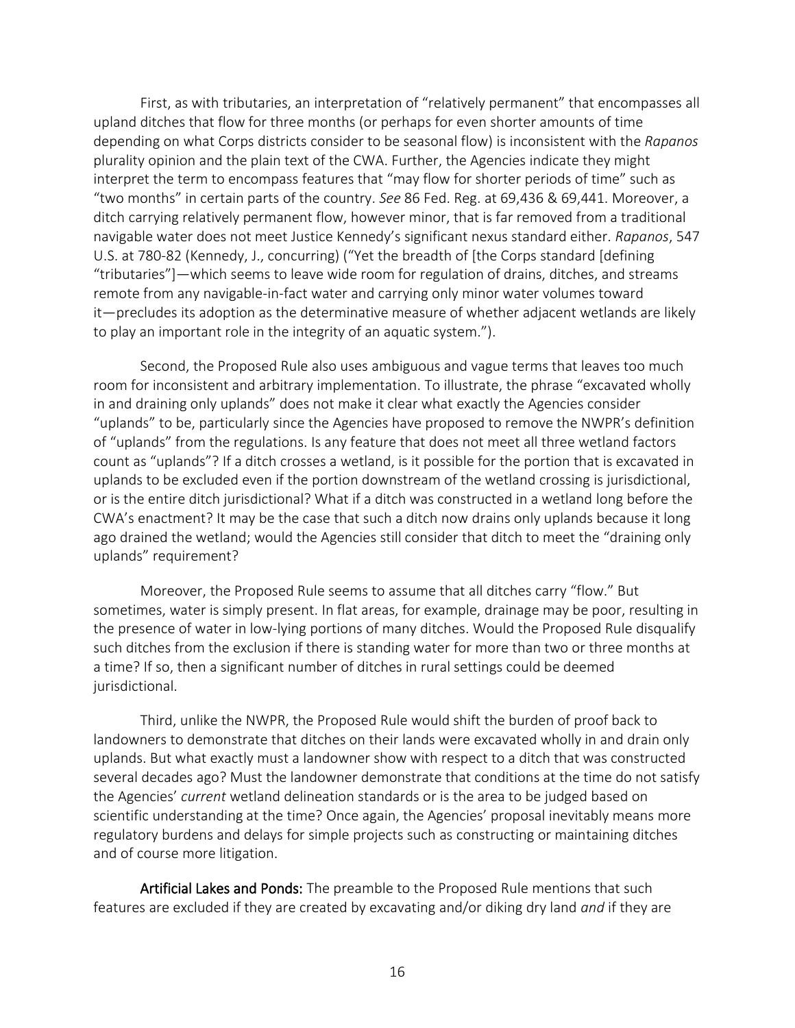First, as with tributaries, an interpretation of "relatively permanent" that encompasses all upland ditches that flow for three months (or perhaps for even shorter amounts of time depending on what Corps districts consider to be seasonal flow) is inconsistent with the *Rapanos* plurality opinion and the plain text of the CWA. Further, the Agencies indicate they might interpret the term to encompass features that "may flow for shorter periods of time" such as "two months" in certain parts of the country. *See* 86 Fed. Reg. at 69,436 & 69,441. Moreover, a ditch carrying relatively permanent flow, however minor, that is far removed from a traditional navigable water does not meet Justice Kennedy's significant nexus standard either. *Rapanos*, 547 U.S. at 780-82 (Kennedy, J., concurring) ("Yet the breadth of [the Corps standard [defining "tributaries"]—which seems to leave wide room for regulation of drains, ditches, and streams remote from any navigable-in-fact water and carrying only minor water volumes toward it—precludes its adoption as the determinative measure of whether adjacent wetlands are likely to play an important role in the integrity of an aquatic system.").

Second, the Proposed Rule also uses ambiguous and vague terms that leaves too much room for inconsistent and arbitrary implementation. To illustrate, the phrase "excavated wholly in and draining only uplands" does not make it clear what exactly the Agencies consider "uplands" to be, particularly since the Agencies have proposed to remove the NWPR's definition of "uplands" from the regulations. Is any feature that does not meet all three wetland factors count as "uplands"? If a ditch crosses a wetland, is it possible for the portion that is excavated in uplands to be excluded even if the portion downstream of the wetland crossing is jurisdictional, or is the entire ditch jurisdictional? What if a ditch was constructed in a wetland long before the CWA's enactment? It may be the case that such a ditch now drains only uplands because it long ago drained the wetland; would the Agencies still consider that ditch to meet the "draining only uplands" requirement?

Moreover, the Proposed Rule seems to assume that all ditches carry "flow." But sometimes, water is simply present. In flat areas, for example, drainage may be poor, resulting in the presence of water in low-lying portions of many ditches. Would the Proposed Rule disqualify such ditches from the exclusion if there is standing water for more than two or three months at a time? If so, then a significant number of ditches in rural settings could be deemed jurisdictional.

Third, unlike the NWPR, the Proposed Rule would shift the burden of proof back to landowners to demonstrate that ditches on their lands were excavated wholly in and drain only uplands. But what exactly must a landowner show with respect to a ditch that was constructed several decades ago? Must the landowner demonstrate that conditions at the time do not satisfy the Agencies' *current* wetland delineation standards or is the area to be judged based on scientific understanding at the time? Once again, the Agencies' proposal inevitably means more regulatory burdens and delays for simple projects such as constructing or maintaining ditches and of course more litigation.

**Artificial Lakes and Ponds:** The preamble to the Proposed Rule mentions that such features are excluded if they are created by excavating and/or diking dry land *and* if they are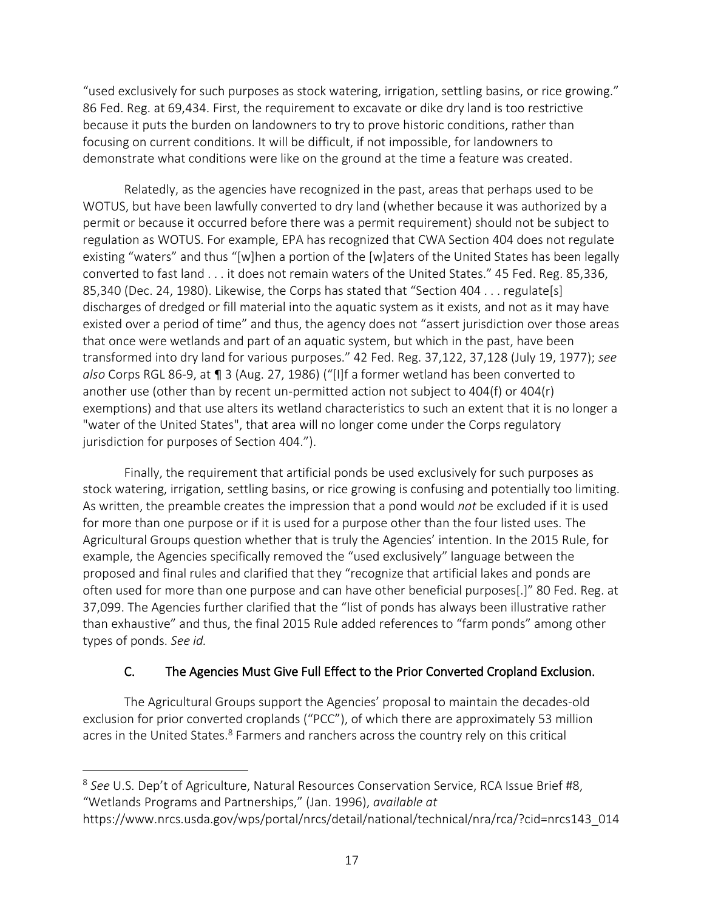"used exclusively for such purposes as stock watering, irrigation, settling basins, or rice growing." 86 Fed. Reg. at 69,434. First, the requirement to excavate or dike dry land is too restrictive because it puts the burden on landowners to try to prove historic conditions, rather than focusing on current conditions. It will be difficult, if not impossible, for landowners to demonstrate what conditions were like on the ground at the time a feature was created.

Relatedly, as the agencies have recognized in the past, areas that perhaps used to be WOTUS, but have been lawfully converted to dry land (whether because it was authorized by a permit or because it occurred before there was a permit requirement) should not be subject to regulation as WOTUS. For example, EPA has recognized that CWA Section 404 does not regulate existing "waters" and thus "[w]hen a portion of the [w]aters of the United States has been legally converted to fast land . . . it does not remain waters of the United States." 45 Fed. Reg. 85,336, 85,340 (Dec. 24, 1980). Likewise, the Corps has stated that "Section 404 . . . regulate[s] discharges of dredged or fill material into the aquatic system as it exists, and not as it may have existed over a period of time" and thus, the agency does not "assert jurisdiction over those areas that once were wetlands and part of an aquatic system, but which in the past, have been transformed into dry land for various purposes." 42 Fed. Reg. 37,122, 37,128 (July 19, 1977); *see also* Corps RGL 86-9, at ¶ 3 (Aug. 27, 1986) ("[I]f a former wetland has been converted to another use (other than by recent un-permitted action not subject to 404(f) or 404(r) exemptions) and that use alters its wetland characteristics to such an extent that it is no longer a "water of the United States", that area will no longer come under the Corps regulatory jurisdiction for purposes of Section 404.").

Finally, the requirement that artificial ponds be used exclusively for such purposes as stock watering, irrigation, settling basins, or rice growing is confusing and potentially too limiting. As written, the preamble creates the impression that a pond would *not* be excluded if it is used for more than one purpose or if it is used for a purpose other than the four listed uses. The Agricultural Groups question whether that is truly the Agencies' intention. In the 2015 Rule, for example, the Agencies specifically removed the "used exclusively" language between the proposed and final rules and clarified that they "recognize that artificial lakes and ponds are often used for more than one purpose and can have other beneficial purposes[.]" 80 Fed. Reg. at 37,099. The Agencies further clarified that the "list of ponds has always been illustrative rather than exhaustive" and thus, the final 2015 Rule added references to "farm ponds" among other types of ponds. *See id.*

### C. The Agencies Must Give Full Effect to the Prior Converted Cropland Exclusion.

The Agricultural Groups support the Agencies' proposal to maintain the decades-old exclusion for prior converted croplands ("PCC"), of which there are approximately 53 million acres in the United States.[8] Farmers and ranchers across the country rely on this critical

---

[8] *See* U.S. Dep't of Agriculture, Natural Resources Conservation Service, RCA Issue Brief #8, "Wetlands Programs and Partnerships," (Jan. 1996), *available at* https://www.nrcs.usda.gov/wps/portal/nrcs/detail/national/technical/nra/rca/?cid=nrcs143_014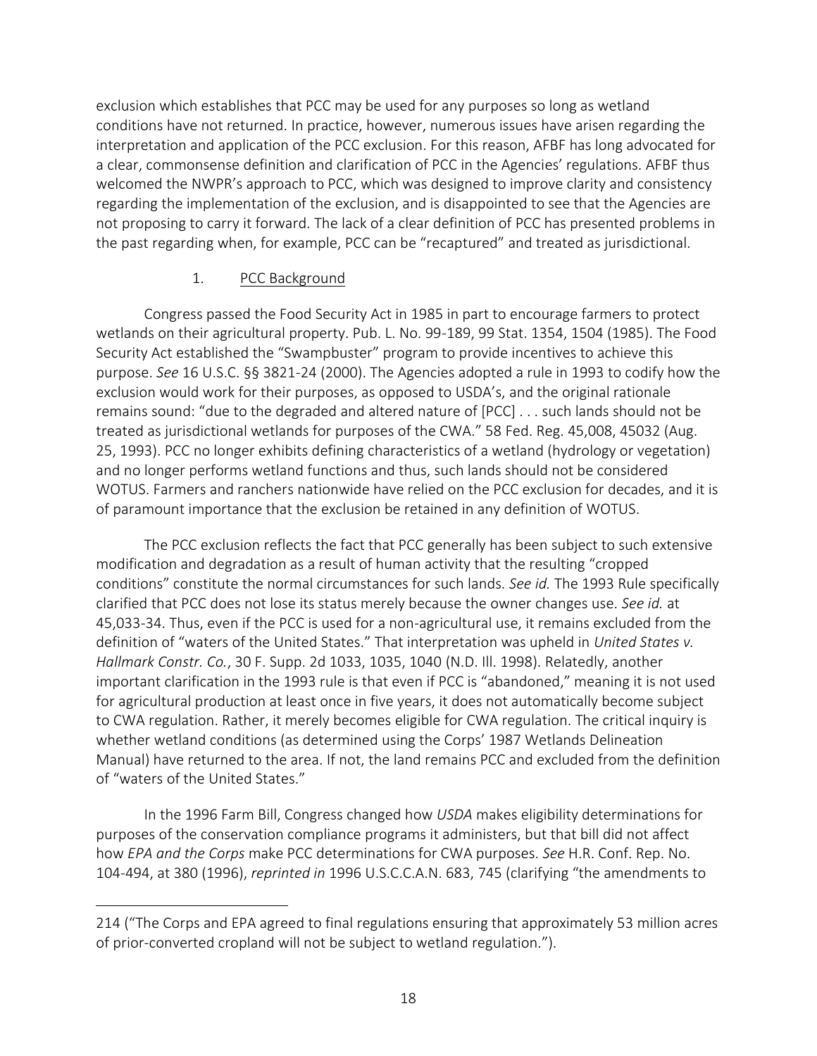exclusion which establishes that PCC may be used for any purposes so long as wetland conditions have not returned. In practice, however, numerous issues have arisen regarding the interpretation and application of the PCC exclusion. For this reason, AFBF has long advocated for a clear, commonsense definition and clarification of PCC in the Agencies' regulations. AFBF thus welcomed the NWPR's approach to PCC, which was designed to improve clarity and consistency regarding the implementation of the exclusion, and is disappointed to see that the Agencies are not proposing to carry it forward. The lack of a clear definition of PCC has presented problems in the past regarding when, for example, PCC can be "recaptured" and treated as jurisdictional.

1. PCC Background

Congress passed the Food Security Act in 1985 in part to encourage farmers to protect wetlands on their agricultural property. Pub. L. No. 99-189, 99 Stat. 1354, 1504 (1985). The Food Security Act established the "Swampbuster" program to provide incentives to achieve this purpose. *See* 16 U.S.C. §§ 3821-24 (2000). The Agencies adopted a rule in 1993 to codify how the exclusion would work for their purposes, as opposed to USDA's, and the original rationale remains sound: "due to the degraded and altered nature of [PCC] . . . such lands should not be treated as jurisdictional wetlands for purposes of the CWA." 58 Fed. Reg. 45,008, 45032 (Aug. 25, 1993). PCC no longer exhibits defining characteristics of a wetland (hydrology or vegetation) and no longer performs wetland functions and thus, such lands should not be considered WOTUS. Farmers and ranchers nationwide have relied on the PCC exclusion for decades, and it is of paramount importance that the exclusion be retained in any definition of WOTUS.

The PCC exclusion reflects the fact that PCC generally has been subject to such extensive modification and degradation as a result of human activity that the resulting "cropped conditions" constitute the normal circumstances for such lands. *See id.* The 1993 Rule specifically clarified that PCC does not lose its status merely because the owner changes use. *See id.* at 45,033-34. Thus, even if the PCC is used for a non-agricultural use, it remains excluded from the definition of "waters of the United States." That interpretation was upheld in *United States v. Hallmark Constr. Co.*, 30 F. Supp. 2d 1033, 1035, 1040 (N.D. Ill. 1998). Relatedly, another important clarification in the 1993 rule is that even if PCC is "abandoned," meaning it is not used for agricultural production at least once in five years, it does not automatically become subject to CWA regulation. Rather, it merely becomes eligible for CWA regulation. The critical inquiry is whether wetland conditions (as determined using the Corps' 1987 Wetlands Delineation Manual) have returned to the area. If not, the land remains PCC and excluded from the definition of "waters of the United States."

In the 1996 Farm Bill, Congress changed how *USDA* makes eligibility determinations for purposes of the conservation compliance programs it administers, but that bill did not affect how *EPA and the Corps* make PCC determinations for CWA purposes. *See* H.R. Conf. Rep. No. 104-494, at 380 (1996), *reprinted in* 1996 U.S.C.C.A.N. 683, 745 (clarifying "the amendments to

---

214 ("The Corps and EPA agreed to final regulations ensuring that approximately 53 million acres of prior-converted cropland will not be subject to wetland regulation.").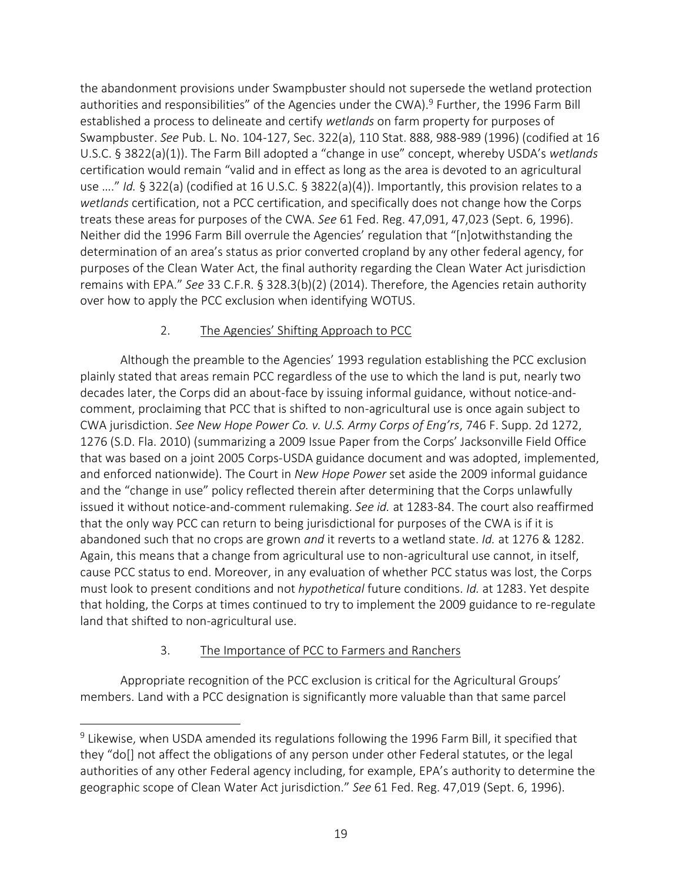the abandonment provisions under Swampbuster should not supersede the wetland protection authorities and responsibilities" of the Agencies under the CWA).[9] Further, the 1996 Farm Bill established a process to delineate and certify *wetlands* on farm property for purposes of Swampbuster. *See* Pub. L. No. 104-127, Sec. 322(a), 110 Stat. 888, 988-989 (1996) (codified at 16 U.S.C. § 3822(a)(1)). The Farm Bill adopted a "change in use" concept, whereby USDA's *wetlands* certification would remain "valid and in effect as long as the area is devoted to an agricultural use …." *Id.* § 322(a) (codified at 16 U.S.C. § 3822(a)(4)). Importantly, this provision relates to a *wetlands* certification, not a PCC certification, and specifically does not change how the Corps treats these areas for purposes of the CWA. *See* 61 Fed. Reg. 47,091, 47,023 (Sept. 6, 1996). Neither did the 1996 Farm Bill overrule the Agencies' regulation that "[n]otwithstanding the determination of an area's status as prior converted cropland by any other federal agency, for purposes of the Clean Water Act, the final authority regarding the Clean Water Act jurisdiction remains with EPA." *See* 33 C.F.R. § 328.3(b)(2) (2014). Therefore, the Agencies retain authority over how to apply the PCC exclusion when identifying WOTUS.

### 2. <u>The Agencies' Shifting Approach to PCC</u>

Although the preamble to the Agencies' 1993 regulation establishing the PCC exclusion plainly stated that areas remain PCC regardless of the use to which the land is put, nearly two decades later, the Corps did an about-face by issuing informal guidance, without notice-and-comment, proclaiming that PCC that is shifted to non-agricultural use is once again subject to CWA jurisdiction. *See New Hope Power Co. v. U.S. Army Corps of Eng'rs*, 746 F. Supp. 2d 1272, 1276 (S.D. Fla. 2010) (summarizing a 2009 Issue Paper from the Corps' Jacksonville Field Office that was based on a joint 2005 Corps-USDA guidance document and was adopted, implemented, and enforced nationwide). The Court in *New Hope Power* set aside the 2009 informal guidance and the "change in use" policy reflected therein after determining that the Corps unlawfully issued it without notice-and-comment rulemaking. *See id.* at 1283-84. The court also reaffirmed that the only way PCC can return to being jurisdictional for purposes of the CWA is if it is abandoned such that no crops are grown *and* it reverts to a wetland state. *Id.* at 1276 & 1282. Again, this means that a change from agricultural use to non-agricultural use cannot, in itself, cause PCC status to end. Moreover, in any evaluation of whether PCC status was lost, the Corps must look to present conditions and not *hypothetical* future conditions. *Id.* at 1283. Yet despite that holding, the Corps at times continued to try to implement the 2009 guidance to re-regulate land that shifted to non-agricultural use.

### 3. <u>The Importance of PCC to Farmers and Ranchers</u>

Appropriate recognition of the PCC exclusion is critical for the Agricultural Groups' members. Land with a PCC designation is significantly more valuable than that same parcel

---

[9] Likewise, when USDA amended its regulations following the 1996 Farm Bill, it specified that they "do[] not affect the obligations of any person under other Federal statutes, or the legal authorities of any other Federal agency including, for example, EPA's authority to determine the geographic scope of Clean Water Act jurisdiction." *See* 61 Fed. Reg. 47,019 (Sept. 6, 1996).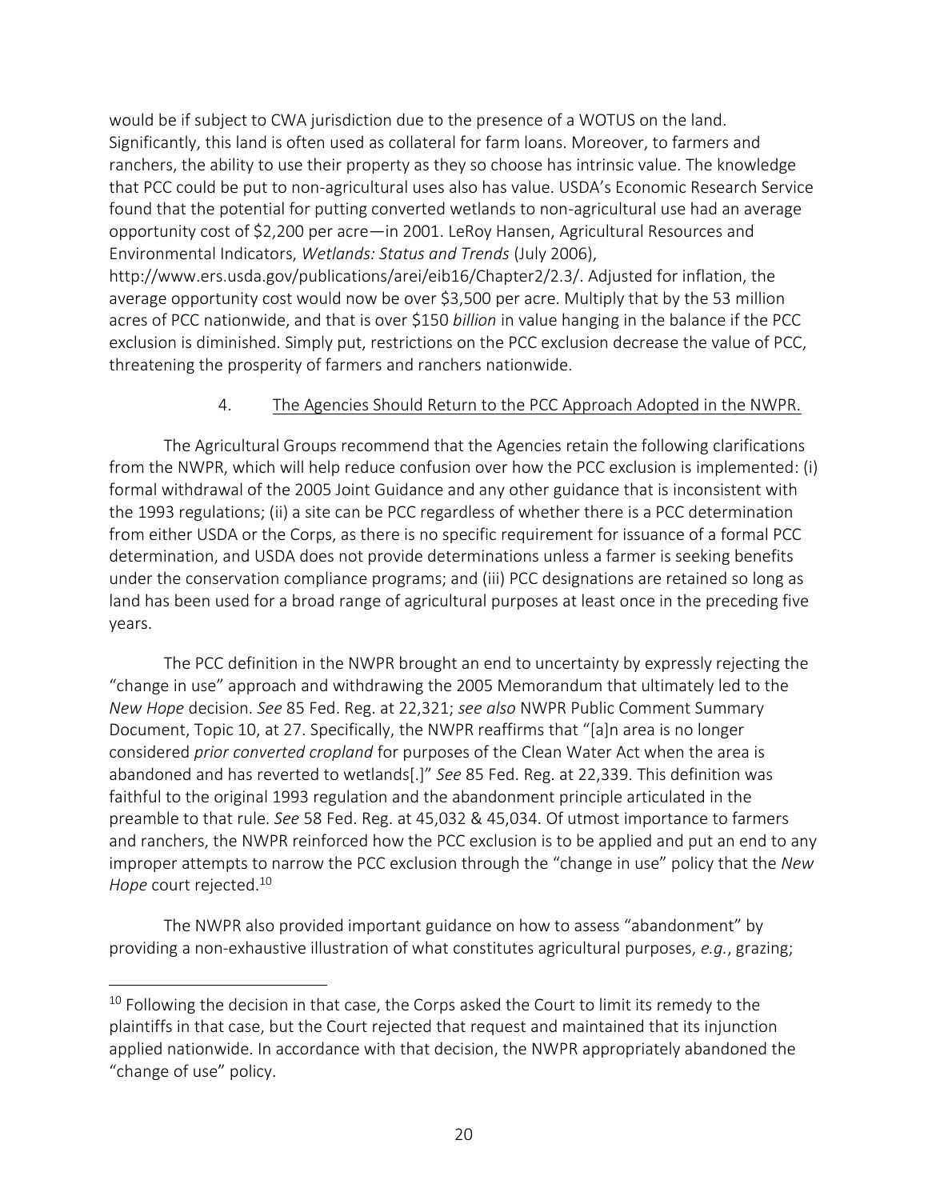would be if subject to CWA jurisdiction due to the presence of a WOTUS on the land. Significantly, this land is often used as collateral for farm loans. Moreover, to farmers and ranchers, the ability to use their property as they so choose has intrinsic value. The knowledge that PCC could be put to non-agricultural uses also has value. USDA's Economic Research Service found that the potential for putting converted wetlands to non-agricultural use had an average opportunity cost of $2,200 per acre—in 2001. LeRoy Hansen, Agricultural Resources and Environmental Indicators, *Wetlands: Status and Trends* (July 2006), http://www.ers.usda.gov/publications/arei/eib16/Chapter2/2.3/. Adjusted for inflation, the average opportunity cost would now be over $3,500 per acre. Multiply that by the 53 million acres of PCC nationwide, and that is over $150 *billion* in value hanging in the balance if the PCC exclusion is diminished. Simply put, restrictions on the PCC exclusion decrease the value of PCC, threatening the prosperity of farmers and ranchers nationwide.

#### 4. The Agencies Should Return to the PCC Approach Adopted in the NWPR.

The Agricultural Groups recommend that the Agencies retain the following clarifications from the NWPR, which will help reduce confusion over how the PCC exclusion is implemented: (i) formal withdrawal of the 2005 Joint Guidance and any other guidance that is inconsistent with the 1993 regulations; (ii) a site can be PCC regardless of whether there is a PCC determination from either USDA or the Corps, as there is no specific requirement for issuance of a formal PCC determination, and USDA does not provide determinations unless a farmer is seeking benefits under the conservation compliance programs; and (iii) PCC designations are retained so long as land has been used for a broad range of agricultural purposes at least once in the preceding five years.

The PCC definition in the NWPR brought an end to uncertainty by expressly rejecting the "change in use" approach and withdrawing the 2005 Memorandum that ultimately led to the *New Hope* decision. *See* 85 Fed. Reg. at 22,321; *see also* NWPR Public Comment Summary Document, Topic 10, at 27. Specifically, the NWPR reaffirms that "[a]n area is no longer considered *prior converted cropland* for purposes of the Clean Water Act when the area is abandoned and has reverted to wetlands[.]" *See* 85 Fed. Reg. at 22,339. This definition was faithful to the original 1993 regulation and the abandonment principle articulated in the preamble to that rule. *See* 58 Fed. Reg. at 45,032 & 45,034. Of utmost importance to farmers and ranchers, the NWPR reinforced how the PCC exclusion is to be applied and put an end to any improper attempts to narrow the PCC exclusion through the "change in use" policy that the *New Hope* court rejected.[10]

The NWPR also provided important guidance on how to assess "abandonment" by providing a non-exhaustive illustration of what constitutes agricultural purposes, *e.g.*, grazing;

---

[10] Following the decision in that case, the Corps asked the Court to limit its remedy to the plaintiffs in that case, but the Court rejected that request and maintained that its injunction applied nationwide. In accordance with that decision, the NWPR appropriately abandoned the "change of use" policy.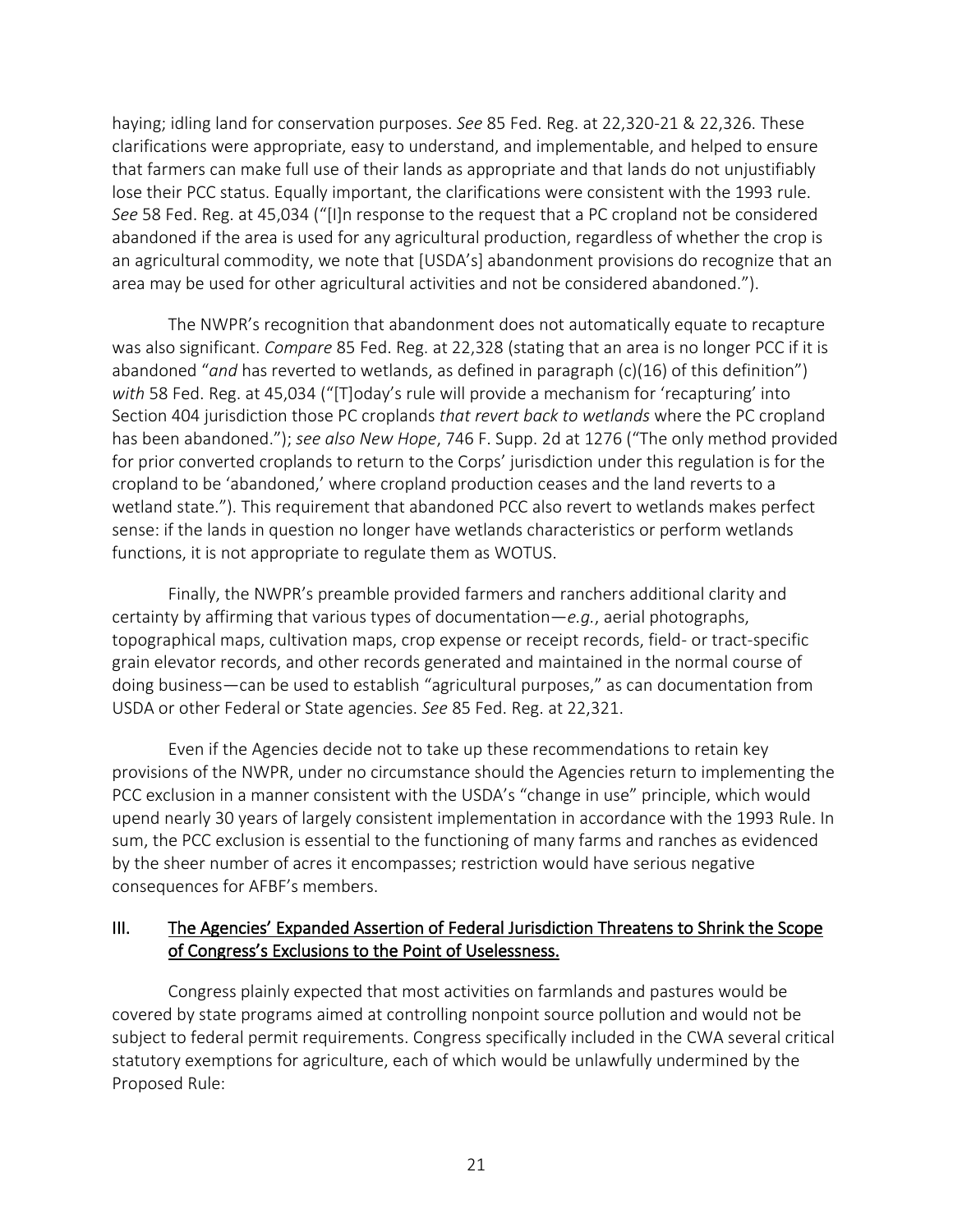haying; idling land for conservation purposes. *See* 85 Fed. Reg. at 22,320-21 & 22,326. These clarifications were appropriate, easy to understand, and implementable, and helped to ensure that farmers can make full use of their lands as appropriate and that lands do not unjustifiably lose their PCC status. Equally important, the clarifications were consistent with the 1993 rule. *See* 58 Fed. Reg. at 45,034 ("[I]n response to the request that a PC cropland not be considered abandoned if the area is used for any agricultural production, regardless of whether the crop is an agricultural commodity, we note that [USDA's] abandonment provisions do recognize that an area may be used for other agricultural activities and not be considered abandoned.").

The NWPR's recognition that abandonment does not automatically equate to recapture was also significant. *Compare* 85 Fed. Reg. at 22,328 (stating that an area is no longer PCC if it is abandoned "*and* has reverted to wetlands, as defined in paragraph (c)(16) of this definition") *with* 58 Fed. Reg. at 45,034 ("[T]oday's rule will provide a mechanism for 'recapturing' into Section 404 jurisdiction those PC croplands *that revert back to wetlands* where the PC cropland has been abandoned."); *see also New Hope*, 746 F. Supp. 2d at 1276 ("The only method provided for prior converted croplands to return to the Corps' jurisdiction under this regulation is for the cropland to be 'abandoned,' where cropland production ceases and the land reverts to a wetland state."). This requirement that abandoned PCC also revert to wetlands makes perfect sense: if the lands in question no longer have wetlands characteristics or perform wetlands functions, it is not appropriate to regulate them as WOTUS.

Finally, the NWPR's preamble provided farmers and ranchers additional clarity and certainty by affirming that various types of documentation—*e.g.*, aerial photographs, topographical maps, cultivation maps, crop expense or receipt records, field- or tract-specific grain elevator records, and other records generated and maintained in the normal course of doing business—can be used to establish "agricultural purposes," as can documentation from USDA or other Federal or State agencies. *See* 85 Fed. Reg. at 22,321.

Even if the Agencies decide not to take up these recommendations to retain key provisions of the NWPR, under no circumstance should the Agencies return to implementing the PCC exclusion in a manner consistent with the USDA's "change in use" principle, which would upend nearly 30 years of largely consistent implementation in accordance with the 1993 Rule. In sum, the PCC exclusion is essential to the functioning of many farms and ranches as evidenced by the sheer number of acres it encompasses; restriction would have serious negative consequences for AFBF's members.

## III. The Agencies' Expanded Assertion of Federal Jurisdiction Threatens to Shrink the Scope of Congress's Exclusions to the Point of Uselessness.

Congress plainly expected that most activities on farmlands and pastures would be covered by state programs aimed at controlling nonpoint source pollution and would not be subject to federal permit requirements. Congress specifically included in the CWA several critical statutory exemptions for agriculture, each of which would be unlawfully undermined by the Proposed Rule: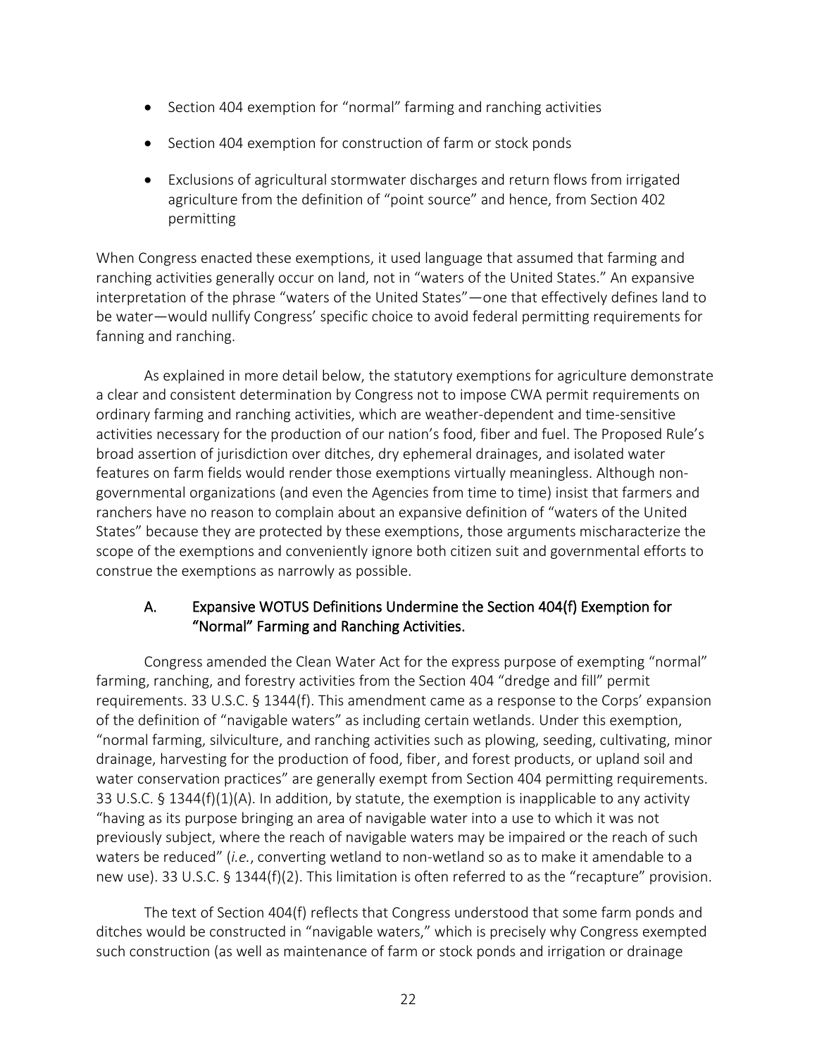- Section 404 exemption for "normal" farming and ranching activities
- Section 404 exemption for construction of farm or stock ponds
- Exclusions of agricultural stormwater discharges and return flows from irrigated agriculture from the definition of "point source" and hence, from Section 402 permitting

When Congress enacted these exemptions, it used language that assumed that farming and ranching activities generally occur on land, not in "waters of the United States." An expansive interpretation of the phrase "waters of the United States"—one that effectively defines land to be water—would nullify Congress' specific choice to avoid federal permitting requirements for fanning and ranching.

As explained in more detail below, the statutory exemptions for agriculture demonstrate a clear and consistent determination by Congress not to impose CWA permit requirements on ordinary farming and ranching activities, which are weather-dependent and time-sensitive activities necessary for the production of our nation's food, fiber and fuel. The Proposed Rule's broad assertion of jurisdiction over ditches, dry ephemeral drainages, and isolated water features on farm fields would render those exemptions virtually meaningless. Although non-governmental organizations (and even the Agencies from time to time) insist that farmers and ranchers have no reason to complain about an expansive definition of "waters of the United States" because they are protected by these exemptions, those arguments mischaracterize the scope of the exemptions and conveniently ignore both citizen suit and governmental efforts to construe the exemptions as narrowly as possible.

## A. Expansive WOTUS Definitions Undermine the Section 404(f) Exemption for "Normal" Farming and Ranching Activities.

Congress amended the Clean Water Act for the express purpose of exempting "normal" farming, ranching, and forestry activities from the Section 404 "dredge and fill" permit requirements. 33 U.S.C. § 1344(f). This amendment came as a response to the Corps' expansion of the definition of "navigable waters" as including certain wetlands. Under this exemption, "normal farming, silviculture, and ranching activities such as plowing, seeding, cultivating, minor drainage, harvesting for the production of food, fiber, and forest products, or upland soil and water conservation practices" are generally exempt from Section 404 permitting requirements. 33 U.S.C. § 1344(f)(1)(A). In addition, by statute, the exemption is inapplicable to any activity "having as its purpose bringing an area of navigable water into a use to which it was not previously subject, where the reach of navigable waters may be impaired or the reach of such waters be reduced" (*i.e.*, converting wetland to non-wetland so as to make it amendable to a new use). 33 U.S.C. § 1344(f)(2). This limitation is often referred to as the "recapture" provision.

The text of Section 404(f) reflects that Congress understood that some farm ponds and ditches would be constructed in "navigable waters," which is precisely why Congress exempted such construction (as well as maintenance of farm or stock ponds and irrigation or drainage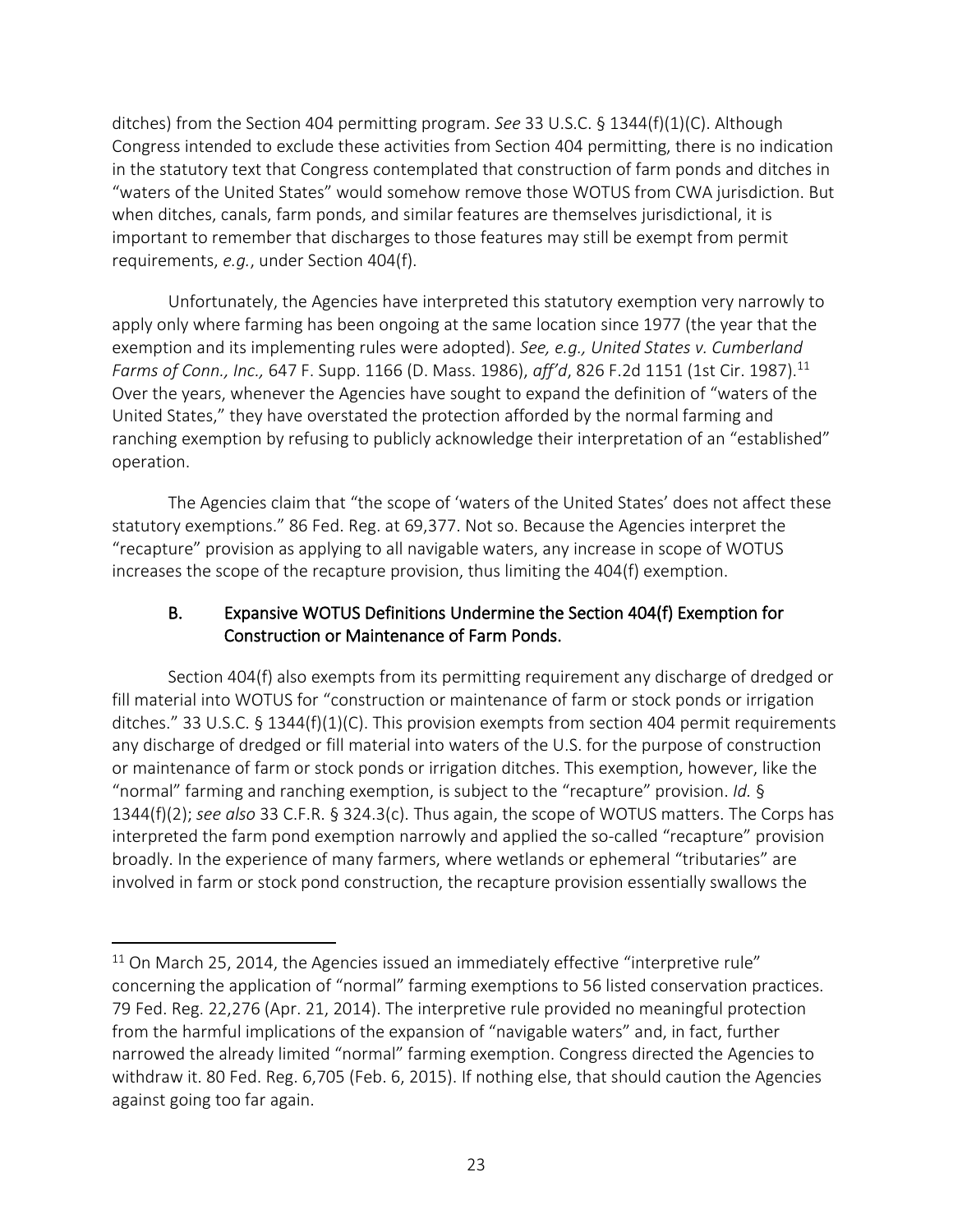ditches) from the Section 404 permitting program. *See* 33 U.S.C. § 1344(f)(1)(C). Although Congress intended to exclude these activities from Section 404 permitting, there is no indication in the statutory text that Congress contemplated that construction of farm ponds and ditches in "waters of the United States" would somehow remove those WOTUS from CWA jurisdiction. But when ditches, canals, farm ponds, and similar features are themselves jurisdictional, it is important to remember that discharges to those features may still be exempt from permit requirements, *e.g.*, under Section 404(f).

Unfortunately, the Agencies have interpreted this statutory exemption very narrowly to apply only where farming has been ongoing at the same location since 1977 (the year that the exemption and its implementing rules were adopted). *See, e.g., United States v. Cumberland Farms of Conn., Inc.,* 647 F. Supp. 1166 (D. Mass. 1986), *aff'd*, 826 F.2d 1151 (1st Cir. 1987).[11] Over the years, whenever the Agencies have sought to expand the definition of "waters of the United States," they have overstated the protection afforded by the normal farming and ranching exemption by refusing to publicly acknowledge their interpretation of an "established" operation.

The Agencies claim that "the scope of 'waters of the United States' does not affect these statutory exemptions." 86 Fed. Reg. at 69,377. Not so. Because the Agencies interpret the "recapture" provision as applying to all navigable waters, any increase in scope of WOTUS increases the scope of the recapture provision, thus limiting the 404(f) exemption.

### B. Expansive WOTUS Definitions Undermine the Section 404(f) Exemption for Construction or Maintenance of Farm Ponds.

Section 404(f) also exempts from its permitting requirement any discharge of dredged or fill material into WOTUS for "construction or maintenance of farm or stock ponds or irrigation ditches." 33 U.S.C. § 1344(f)(1)(C). This provision exempts from section 404 permit requirements any discharge of dredged or fill material into waters of the U.S. for the purpose of construction or maintenance of farm or stock ponds or irrigation ditches. This exemption, however, like the "normal" farming and ranching exemption, is subject to the "recapture" provision. *Id.* § 1344(f)(2); *see also* 33 C.F.R. § 324.3(c). Thus again, the scope of WOTUS matters. The Corps has interpreted the farm pond exemption narrowly and applied the so-called "recapture" provision broadly. In the experience of many farmers, where wetlands or ephemeral "tributaries" are involved in farm or stock pond construction, the recapture provision essentially swallows the

---

[11] On March 25, 2014, the Agencies issued an immediately effective "interpretive rule" concerning the application of "normal" farming exemptions to 56 listed conservation practices. 79 Fed. Reg. 22,276 (Apr. 21, 2014). The interpretive rule provided no meaningful protection from the harmful implications of the expansion of "navigable waters" and, in fact, further narrowed the already limited "normal" farming exemption. Congress directed the Agencies to withdraw it. 80 Fed. Reg. 6,705 (Feb. 6, 2015). If nothing else, that should caution the Agencies against going too far again.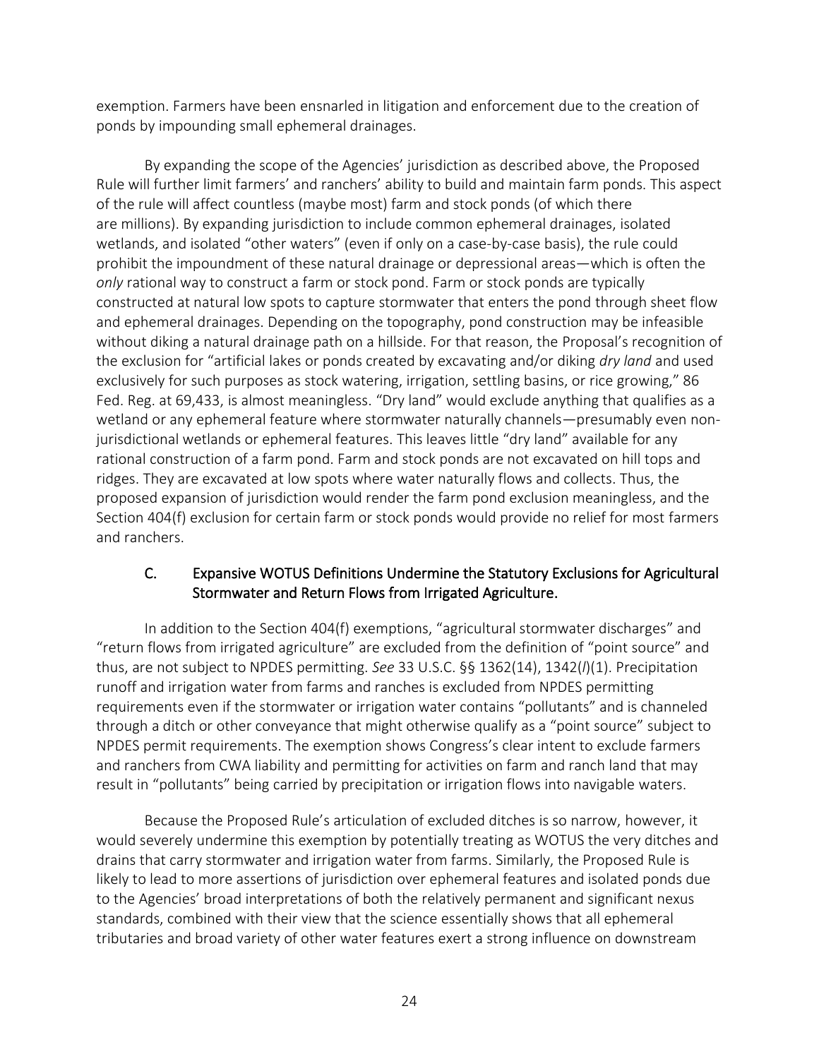exemption. Farmers have been ensnarled in litigation and enforcement due to the creation of ponds by impounding small ephemeral drainages.

By expanding the scope of the Agencies' jurisdiction as described above, the Proposed Rule will further limit farmers' and ranchers' ability to build and maintain farm ponds. This aspect of the rule will affect countless (maybe most) farm and stock ponds (of which there are millions). By expanding jurisdiction to include common ephemeral drainages, isolated wetlands, and isolated "other waters" (even if only on a case-by-case basis), the rule could prohibit the impoundment of these natural drainage or depressional areas—which is often the *only* rational way to construct a farm or stock pond. Farm or stock ponds are typically constructed at natural low spots to capture stormwater that enters the pond through sheet flow and ephemeral drainages. Depending on the topography, pond construction may be infeasible without diking a natural drainage path on a hillside. For that reason, the Proposal's recognition of the exclusion for "artificial lakes or ponds created by excavating and/or diking *dry land* and used exclusively for such purposes as stock watering, irrigation, settling basins, or rice growing," 86 Fed. Reg. at 69,433, is almost meaningless. "Dry land" would exclude anything that qualifies as a wetland or any ephemeral feature where stormwater naturally channels—presumably even non-jurisdictional wetlands or ephemeral features. This leaves little "dry land" available for any rational construction of a farm pond. Farm and stock ponds are not excavated on hill tops and ridges. They are excavated at low spots where water naturally flows and collects. Thus, the proposed expansion of jurisdiction would render the farm pond exclusion meaningless, and the Section 404(f) exclusion for certain farm or stock ponds would provide no relief for most farmers and ranchers.

### C. Expansive WOTUS Definitions Undermine the Statutory Exclusions for Agricultural Stormwater and Return Flows from Irrigated Agriculture.

In addition to the Section 404(f) exemptions, "agricultural stormwater discharges" and "return flows from irrigated agriculture" are excluded from the definition of "point source" and thus, are not subject to NPDES permitting. *See* 33 U.S.C. §§ 1362(14), 1342(*l*)(1). Precipitation runoff and irrigation water from farms and ranches is excluded from NPDES permitting requirements even if the stormwater or irrigation water contains "pollutants" and is channeled through a ditch or other conveyance that might otherwise qualify as a "point source" subject to NPDES permit requirements. The exemption shows Congress's clear intent to exclude farmers and ranchers from CWA liability and permitting for activities on farm and ranch land that may result in "pollutants" being carried by precipitation or irrigation flows into navigable waters.

Because the Proposed Rule's articulation of excluded ditches is so narrow, however, it would severely undermine this exemption by potentially treating as WOTUS the very ditches and drains that carry stormwater and irrigation water from farms. Similarly, the Proposed Rule is likely to lead to more assertions of jurisdiction over ephemeral features and isolated ponds due to the Agencies' broad interpretations of both the relatively permanent and significant nexus standards, combined with their view that the science essentially shows that all ephemeral tributaries and broad variety of other water features exert a strong influence on downstream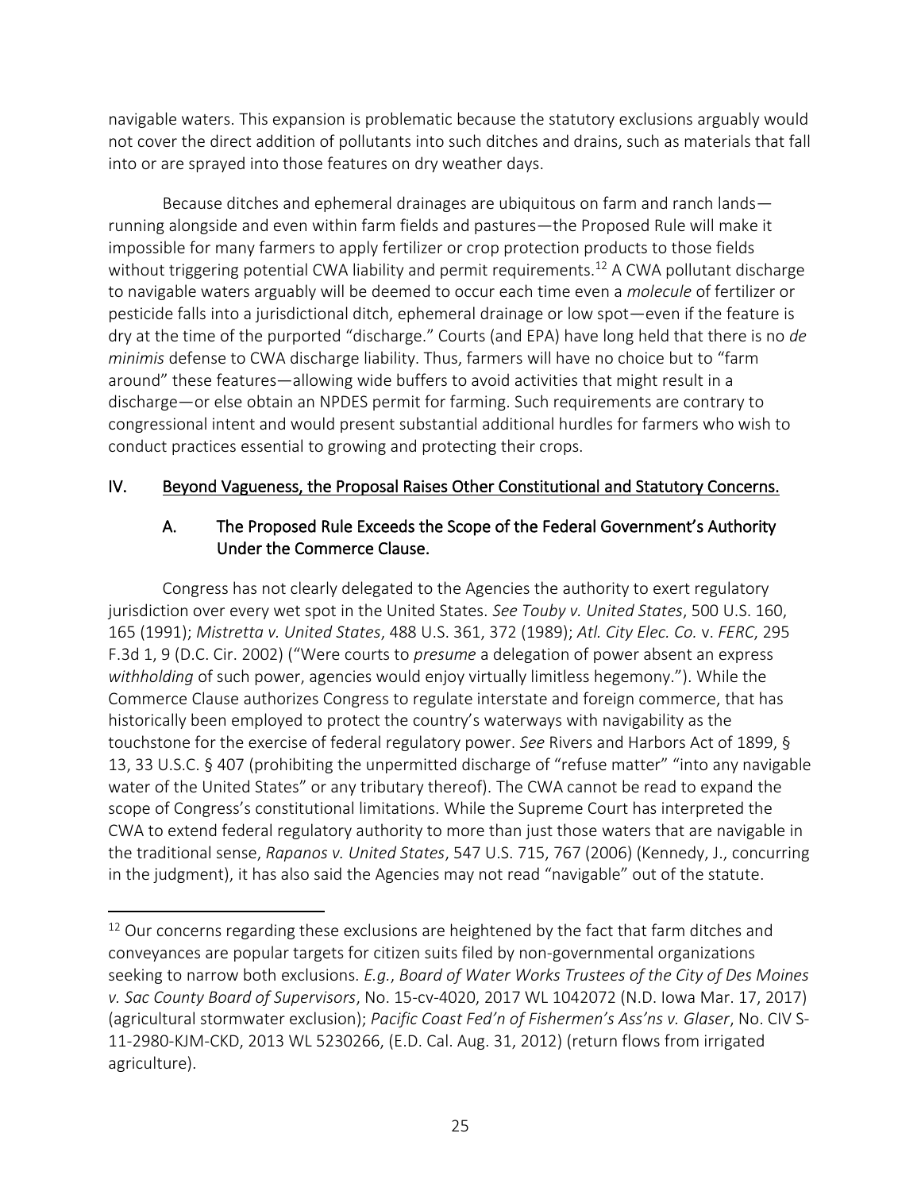navigable waters. This expansion is problematic because the statutory exclusions arguably would not cover the direct addition of pollutants into such ditches and drains, such as materials that fall into or are sprayed into those features on dry weather days.

Because ditches and ephemeral drainages are ubiquitous on farm and ranch lands—running alongside and even within farm fields and pastures—the Proposed Rule will make it impossible for many farmers to apply fertilizer or crop protection products to those fields without triggering potential CWA liability and permit requirements.[12] A CWA pollutant discharge to navigable waters arguably will be deemed to occur each time even a *molecule* of fertilizer or pesticide falls into a jurisdictional ditch, ephemeral drainage or low spot—even if the feature is dry at the time of the purported "discharge." Courts (and EPA) have long held that there is no *de minimis* defense to CWA discharge liability. Thus, farmers will have no choice but to "farm around" these features—allowing wide buffers to avoid activities that might result in a discharge—or else obtain an NPDES permit for farming. Such requirements are contrary to congressional intent and would present substantial additional hurdles for farmers who wish to conduct practices essential to growing and protecting their crops.

## IV. Beyond Vagueness, the Proposal Raises Other Constitutional and Statutory Concerns.

### A. The Proposed Rule Exceeds the Scope of the Federal Government's Authority Under the Commerce Clause.

Congress has not clearly delegated to the Agencies the authority to exert regulatory jurisdiction over every wet spot in the United States. *See Touby v. United States*, 500 U.S. 160, 165 (1991); *Mistretta v. United States*, 488 U.S. 361, 372 (1989); *Atl. City Elec. Co.* v. *FERC*, 295 F.3d 1, 9 (D.C. Cir. 2002) ("Were courts to *presume* a delegation of power absent an express *withholding* of such power, agencies would enjoy virtually limitless hegemony."). While the Commerce Clause authorizes Congress to regulate interstate and foreign commerce, that has historically been employed to protect the country's waterways with navigability as the touchstone for the exercise of federal regulatory power. *See* Rivers and Harbors Act of 1899, § 13, 33 U.S.C. § 407 (prohibiting the unpermitted discharge of "refuse matter" "into any navigable water of the United States" or any tributary thereof). The CWA cannot be read to expand the scope of Congress's constitutional limitations. While the Supreme Court has interpreted the CWA to extend federal regulatory authority to more than just those waters that are navigable in the traditional sense, *Rapanos v. United States*, 547 U.S. 715, 767 (2006) (Kennedy, J., concurring in the judgment), it has also said the Agencies may not read "navigable" out of the statute.

---

[12] Our concerns regarding these exclusions are heightened by the fact that farm ditches and conveyances are popular targets for citizen suits filed by non-governmental organizations seeking to narrow both exclusions. *E.g.*, *Board of Water Works Trustees of the City of Des Moines v. Sac County Board of Supervisors*, No. 15-cv-4020, 2017 WL 1042072 (N.D. Iowa Mar. 17, 2017) (agricultural stormwater exclusion); *Pacific Coast Fed'n of Fishermen's Ass'ns v. Glaser*, No. CIV S-11-2980-KJM-CKD, 2013 WL 5230266, (E.D. Cal. Aug. 31, 2012) (return flows from irrigated agriculture).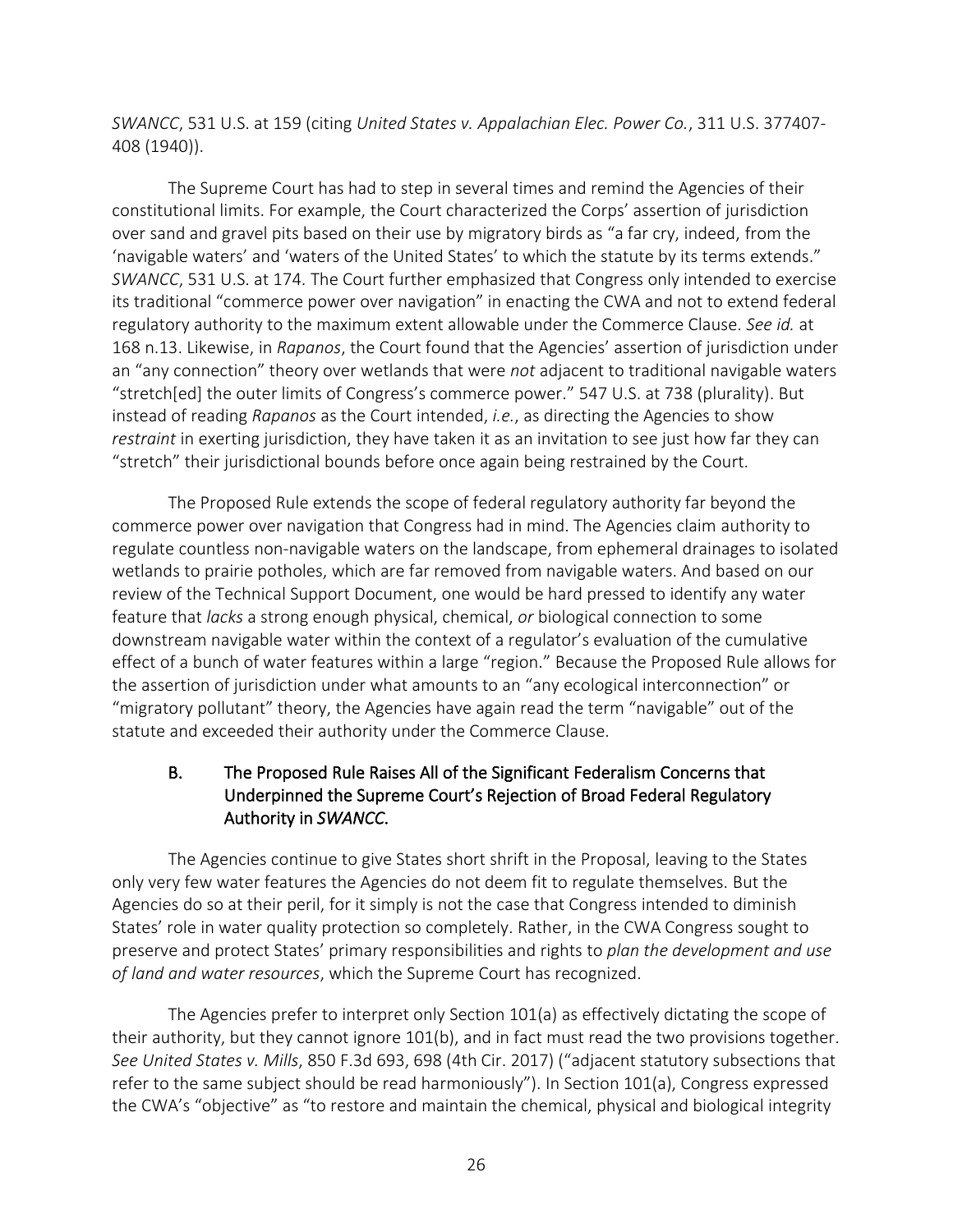*SWANCC*, 531 U.S. at 159 (citing *United States v. Appalachian Elec. Power Co.*, 311 U.S. 377407-408 (1940)).

The Supreme Court has had to step in several times and remind the Agencies of their constitutional limits. For example, the Court characterized the Corps' assertion of jurisdiction over sand and gravel pits based on their use by migratory birds as "a far cry, indeed, from the 'navigable waters' and 'waters of the United States' to which the statute by its terms extends." *SWANCC*, 531 U.S. at 174. The Court further emphasized that Congress only intended to exercise its traditional "commerce power over navigation" in enacting the CWA and not to extend federal regulatory authority to the maximum extent allowable under the Commerce Clause. *See id.* at 168 n.13. Likewise, in *Rapanos*, the Court found that the Agencies' assertion of jurisdiction under an "any connection" theory over wetlands that were *not* adjacent to traditional navigable waters "stretch[ed] the outer limits of Congress's commerce power." 547 U.S. at 738 (plurality). But instead of reading *Rapanos* as the Court intended, *i.e.*, as directing the Agencies to show *restraint* in exerting jurisdiction, they have taken it as an invitation to see just how far they can "stretch" their jurisdictional bounds before once again being restrained by the Court.

The Proposed Rule extends the scope of federal regulatory authority far beyond the commerce power over navigation that Congress had in mind. The Agencies claim authority to regulate countless non-navigable waters on the landscape, from ephemeral drainages to isolated wetlands to prairie potholes, which are far removed from navigable waters. And based on our review of the Technical Support Document, one would be hard pressed to identify any water feature that *lacks* a strong enough physical, chemical, *or* biological connection to some downstream navigable water within the context of a regulator's evaluation of the cumulative effect of a bunch of water features within a large "region." Because the Proposed Rule allows for the assertion of jurisdiction under what amounts to an "any ecological interconnection" or "migratory pollutant" theory, the Agencies have again read the term "navigable" out of the statute and exceeded their authority under the Commerce Clause.

### B. The Proposed Rule Raises All of the Significant Federalism Concerns that Underpinned the Supreme Court's Rejection of Broad Federal Regulatory Authority in *SWANCC*.

The Agencies continue to give States short shrift in the Proposal, leaving to the States only very few water features the Agencies do not deem fit to regulate themselves. But the Agencies do so at their peril, for it simply is not the case that Congress intended to diminish States' role in water quality protection so completely. Rather, in the CWA Congress sought to preserve and protect States' primary responsibilities and rights to *plan the development and use of land and water resources*, which the Supreme Court has recognized.

The Agencies prefer to interpret only Section 101(a) as effectively dictating the scope of their authority, but they cannot ignore 101(b), and in fact must read the two provisions together. *See United States v. Mills*, 850 F.3d 693, 698 (4th Cir. 2017) ("adjacent statutory subsections that refer to the same subject should be read harmoniously"). In Section 101(a), Congress expressed the CWA's "objective" as "to restore and maintain the chemical, physical and biological integrity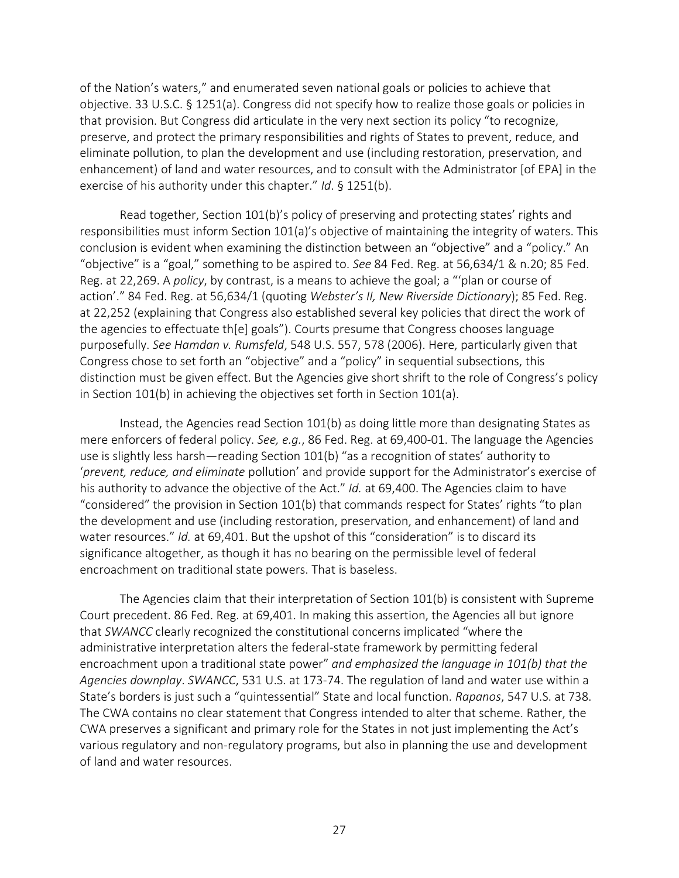of the Nation's waters," and enumerated seven national goals or policies to achieve that objective. 33 U.S.C. § 1251(a). Congress did not specify how to realize those goals or policies in that provision. But Congress did articulate in the very next section its policy "to recognize, preserve, and protect the primary responsibilities and rights of States to prevent, reduce, and eliminate pollution, to plan the development and use (including restoration, preservation, and enhancement) of land and water resources, and to consult with the Administrator [of EPA] in the exercise of his authority under this chapter." *Id*. § 1251(b).

Read together, Section 101(b)'s policy of preserving and protecting states' rights and responsibilities must inform Section 101(a)'s objective of maintaining the integrity of waters. This conclusion is evident when examining the distinction between an "objective" and a "policy." An "objective" is a "goal," something to be aspired to. *See* 84 Fed. Reg. at 56,634/1 & n.20; 85 Fed. Reg. at 22,269. A *policy*, by contrast, is a means to achieve the goal; a "'plan or course of action'." 84 Fed. Reg. at 56,634/1 (quoting *Webster's II, New Riverside Dictionary*); 85 Fed. Reg. at 22,252 (explaining that Congress also established several key policies that direct the work of the agencies to effectuate th[e] goals"). Courts presume that Congress chooses language purposefully. *See Hamdan v. Rumsfeld*, 548 U.S. 557, 578 (2006). Here, particularly given that Congress chose to set forth an "objective" and a "policy" in sequential subsections, this distinction must be given effect. But the Agencies give short shrift to the role of Congress's policy in Section 101(b) in achieving the objectives set forth in Section 101(a).

Instead, the Agencies read Section 101(b) as doing little more than designating States as mere enforcers of federal policy. *See, e.g.*, 86 Fed. Reg. at 69,400-01. The language the Agencies use is slightly less harsh—reading Section 101(b) "as a recognition of states' authority to '*prevent, reduce, and eliminate* pollution' and provide support for the Administrator's exercise of his authority to advance the objective of the Act." *Id.* at 69,400. The Agencies claim to have "considered" the provision in Section 101(b) that commands respect for States' rights "to plan the development and use (including restoration, preservation, and enhancement) of land and water resources." *Id.* at 69,401. But the upshot of this "consideration" is to discard its significance altogether, as though it has no bearing on the permissible level of federal encroachment on traditional state powers. That is baseless.

The Agencies claim that their interpretation of Section 101(b) is consistent with Supreme Court precedent. 86 Fed. Reg. at 69,401. In making this assertion, the Agencies all but ignore that *SWANCC* clearly recognized the constitutional concerns implicated "where the administrative interpretation alters the federal-state framework by permitting federal encroachment upon a traditional state power" *and emphasized the language in 101(b) that the Agencies downplay*. *SWANCC*, 531 U.S. at 173-74. The regulation of land and water use within a State's borders is just such a "quintessential" State and local function. *Rapanos*, 547 U.S. at 738. The CWA contains no clear statement that Congress intended to alter that scheme. Rather, the CWA preserves a significant and primary role for the States in not just implementing the Act's various regulatory and non-regulatory programs, but also in planning the use and development of land and water resources.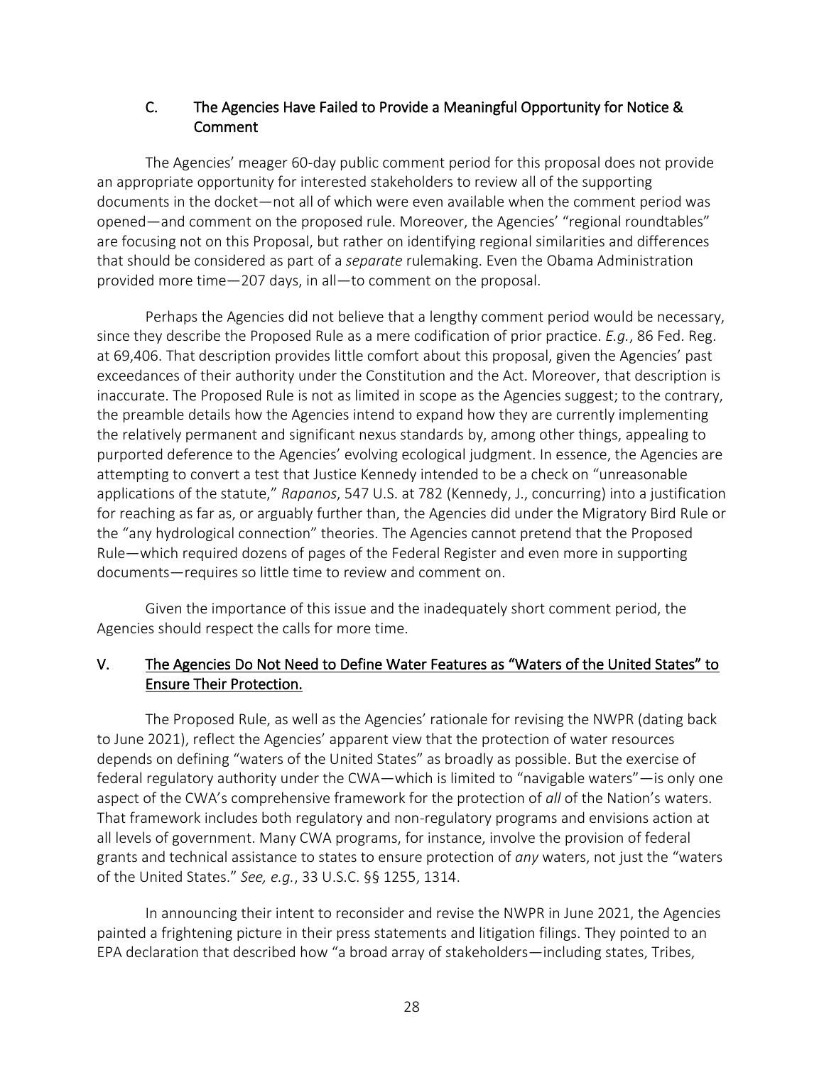### C. The Agencies Have Failed to Provide a Meaningful Opportunity for Notice & Comment

The Agencies' meager 60-day public comment period for this proposal does not provide an appropriate opportunity for interested stakeholders to review all of the supporting documents in the docket—not all of which were even available when the comment period was opened—and comment on the proposed rule. Moreover, the Agencies' "regional roundtables" are focusing not on this Proposal, but rather on identifying regional similarities and differences that should be considered as part of a *separate* rulemaking. Even the Obama Administration provided more time—207 days, in all—to comment on the proposal.

Perhaps the Agencies did not believe that a lengthy comment period would be necessary, since they describe the Proposed Rule as a mere codification of prior practice. *E.g.*, 86 Fed. Reg. at 69,406. That description provides little comfort about this proposal, given the Agencies' past exceedances of their authority under the Constitution and the Act. Moreover, that description is inaccurate. The Proposed Rule is not as limited in scope as the Agencies suggest; to the contrary, the preamble details how the Agencies intend to expand how they are currently implementing the relatively permanent and significant nexus standards by, among other things, appealing to purported deference to the Agencies' evolving ecological judgment. In essence, the Agencies are attempting to convert a test that Justice Kennedy intended to be a check on "unreasonable applications of the statute," *Rapanos*, 547 U.S. at 782 (Kennedy, J., concurring) into a justification for reaching as far as, or arguably further than, the Agencies did under the Migratory Bird Rule or the "any hydrological connection" theories. The Agencies cannot pretend that the Proposed Rule—which required dozens of pages of the Federal Register and even more in supporting documents—requires so little time to review and comment on.

Given the importance of this issue and the inadequately short comment period, the Agencies should respect the calls for more time.

## V. The Agencies Do Not Need to Define Water Features as "Waters of the United States" to Ensure Their Protection.

The Proposed Rule, as well as the Agencies' rationale for revising the NWPR (dating back to June 2021), reflect the Agencies' apparent view that the protection of water resources depends on defining "waters of the United States" as broadly as possible. But the exercise of federal regulatory authority under the CWA—which is limited to "navigable waters"—is only one aspect of the CWA's comprehensive framework for the protection of *all* of the Nation's waters. That framework includes both regulatory and non-regulatory programs and envisions action at all levels of government. Many CWA programs, for instance, involve the provision of federal grants and technical assistance to states to ensure protection of *any* waters, not just the "waters of the United States." *See, e.g.*, 33 U.S.C. §§ 1255, 1314.

In announcing their intent to reconsider and revise the NWPR in June 2021, the Agencies painted a frightening picture in their press statements and litigation filings. They pointed to an EPA declaration that described how "a broad array of stakeholders—including states, Tribes,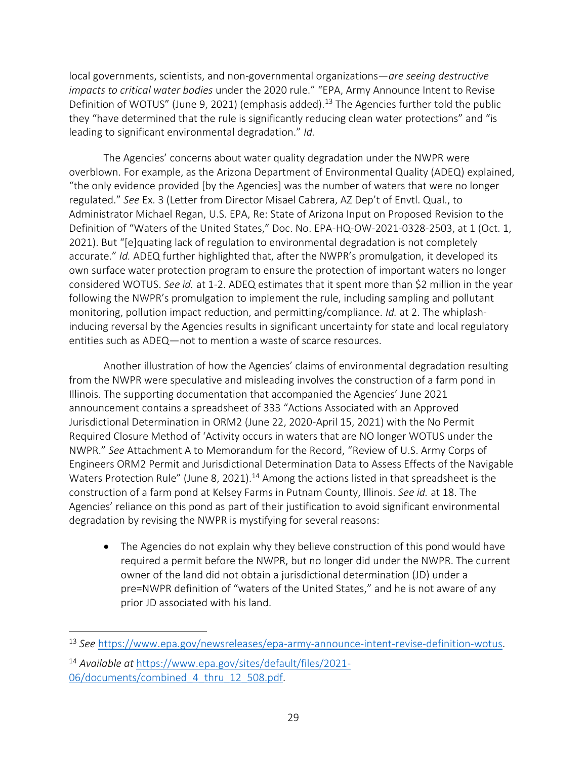local governments, scientists, and non-governmental organizations—*are seeing destructive impacts to critical water bodies* under the 2020 rule." "EPA, Army Announce Intent to Revise Definition of WOTUS" (June 9, 2021) (emphasis added).[13] The Agencies further told the public they "have determined that the rule is significantly reducing clean water protections" and "is leading to significant environmental degradation." *Id.*

The Agencies' concerns about water quality degradation under the NWPR were overblown. For example, as the Arizona Department of Environmental Quality (ADEQ) explained, "the only evidence provided [by the Agencies] was the number of waters that were no longer regulated." *See* Ex. 3 (Letter from Director Misael Cabrera, AZ Dep't of Envtl. Qual., to Administrator Michael Regan, U.S. EPA, Re: State of Arizona Input on Proposed Revision to the Definition of "Waters of the United States," Doc. No. EPA-HQ-OW-2021-0328-2503, at 1 (Oct. 1, 2021). But "[e]quating lack of regulation to environmental degradation is not completely accurate." *Id.* ADEQ further highlighted that, after the NWPR's promulgation, it developed its own surface water protection program to ensure the protection of important waters no longer considered WOTUS. *See id.* at 1-2. ADEQ estimates that it spent more than $2 million in the year following the NWPR's promulgation to implement the rule, including sampling and pollutant monitoring, pollution impact reduction, and permitting/compliance. *Id.* at 2. The whiplash-inducing reversal by the Agencies results in significant uncertainty for state and local regulatory entities such as ADEQ—not to mention a waste of scarce resources.

Another illustration of how the Agencies' claims of environmental degradation resulting from the NWPR were speculative and misleading involves the construction of a farm pond in Illinois. The supporting documentation that accompanied the Agencies' June 2021 announcement contains a spreadsheet of 333 "Actions Associated with an Approved Jurisdictional Determination in ORM2 (June 22, 2020-April 15, 2021) with the No Permit Required Closure Method of 'Activity occurs in waters that are NO longer WOTUS under the NWPR." *See* Attachment A to Memorandum for the Record, "Review of U.S. Army Corps of Engineers ORM2 Permit and Jurisdictional Determination Data to Assess Effects of the Navigable Waters Protection Rule" (June 8, 2021).[14] Among the actions listed in that spreadsheet is the construction of a farm pond at Kelsey Farms in Putnam County, Illinois. *See id.* at 18. The Agencies' reliance on this pond as part of their justification to avoid significant environmental degradation by revising the NWPR is mystifying for several reasons:

- The Agencies do not explain why they believe construction of this pond would have required a permit before the NWPR, but no longer did under the NWPR. The current owner of the land did not obtain a jurisdictional determination (JD) under a pre=NWPR definition of "waters of the United States," and he is not aware of any prior JD associated with his land.

---

[13] *See* https://www.epa.gov/newsreleases/epa-army-announce-intent-revise-definition-wotus.

[14] *Available at* https://www.epa.gov/sites/default/files/2021-06/documents/combined_4_thru_12_508.pdf.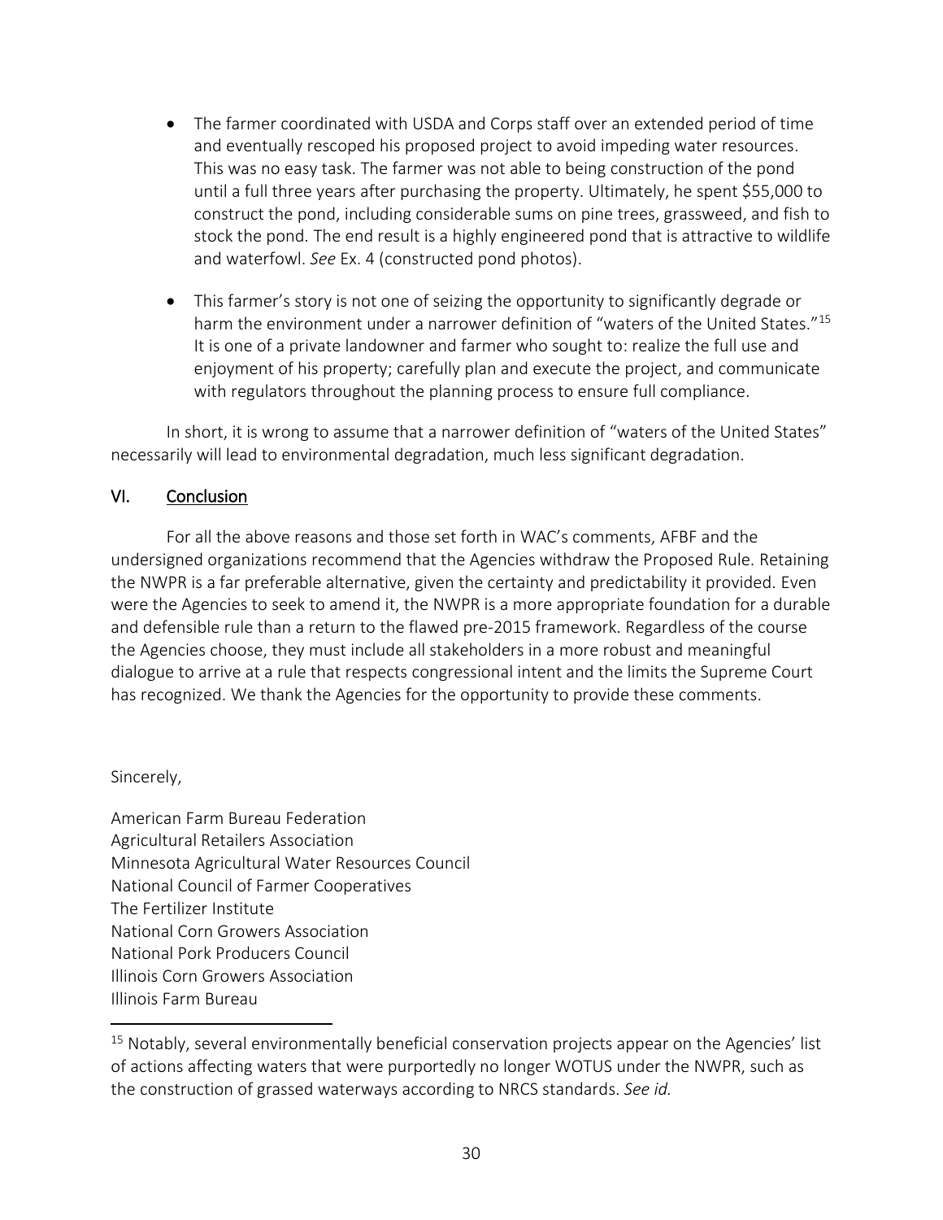- The farmer coordinated with USDA and Corps staff over an extended period of time and eventually rescoped his proposed project to avoid impeding water resources. This was no easy task. The farmer was not able to being construction of the pond until a full three years after purchasing the property. Ultimately, he spent $55,000 to construct the pond, including considerable sums on pine trees, grassweed, and fish to stock the pond. The end result is a highly engineered pond that is attractive to wildlife and waterfowl. *See* Ex. 4 (constructed pond photos).

- This farmer's story is not one of seizing the opportunity to significantly degrade or harm the environment under a narrower definition of "waters of the United States."[15] It is one of a private landowner and farmer who sought to: realize the full use and enjoyment of his property; carefully plan and execute the project, and communicate with regulators throughout the planning process to ensure full compliance.

In short, it is wrong to assume that a narrower definition of "waters of the United States" necessarily will lead to environmental degradation, much less significant degradation.

## VI. Conclusion

For all the above reasons and those set forth in WAC's comments, AFBF and the undersigned organizations recommend that the Agencies withdraw the Proposed Rule. Retaining the NWPR is a far preferable alternative, given the certainty and predictability it provided. Even were the Agencies to seek to amend it, the NWPR is a more appropriate foundation for a durable and defensible rule than a return to the flawed pre-2015 framework. Regardless of the course the Agencies choose, they must include all stakeholders in a more robust and meaningful dialogue to arrive at a rule that respects congressional intent and the limits the Supreme Court has recognized. We thank the Agencies for the opportunity to provide these comments.

Sincerely,

American Farm Bureau Federation
Agricultural Retailers Association
Minnesota Agricultural Water Resources Council
National Council of Farmer Cooperatives
The Fertilizer Institute
National Corn Growers Association
National Pork Producers Council
Illinois Corn Growers Association
Illinois Farm Bureau

---

[15] Notably, several environmentally beneficial conservation projects appear on the Agencies' list of actions affecting waters that were purportedly no longer WOTUS under the NWPR, such as the construction of grassed waterways according to NRCS standards. *See id.*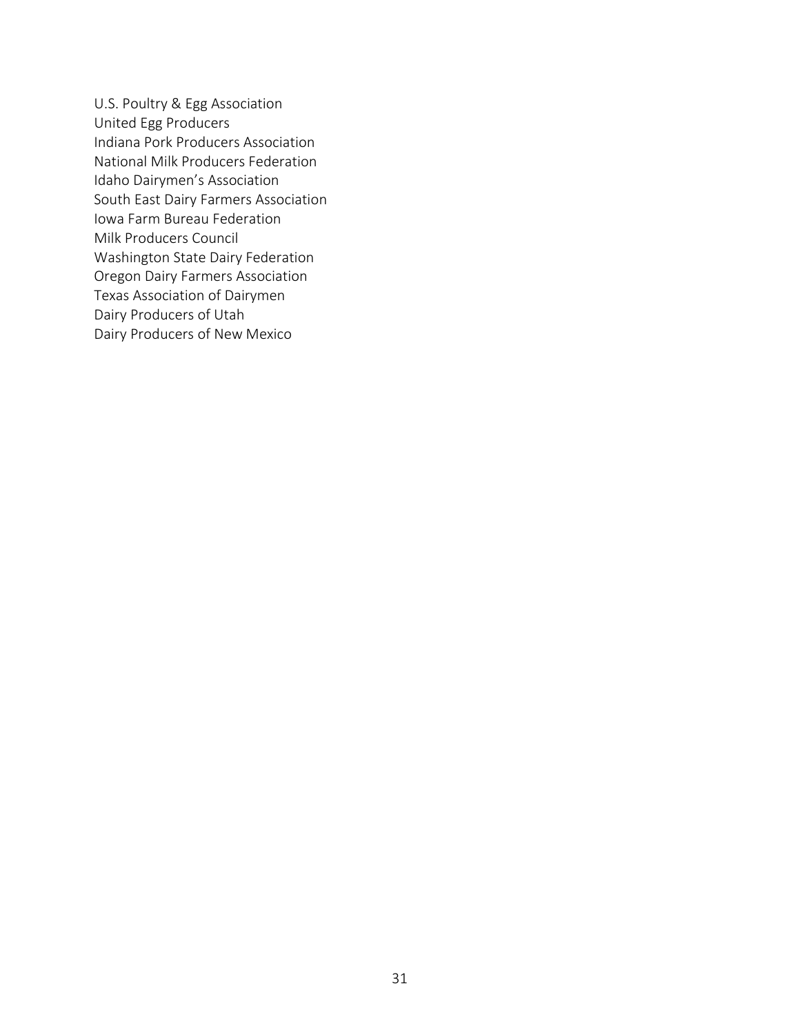U.S. Poultry & Egg Association
United Egg Producers
Indiana Pork Producers Association
National Milk Producers Federation
Idaho Dairymen's Association
South East Dairy Farmers Association
Iowa Farm Bureau Federation
Milk Producers Council
Washington State Dairy Federation
Oregon Dairy Farmers Association
Texas Association of Dairymen
Dairy Producers of Utah
Dairy Producers of New Mexico